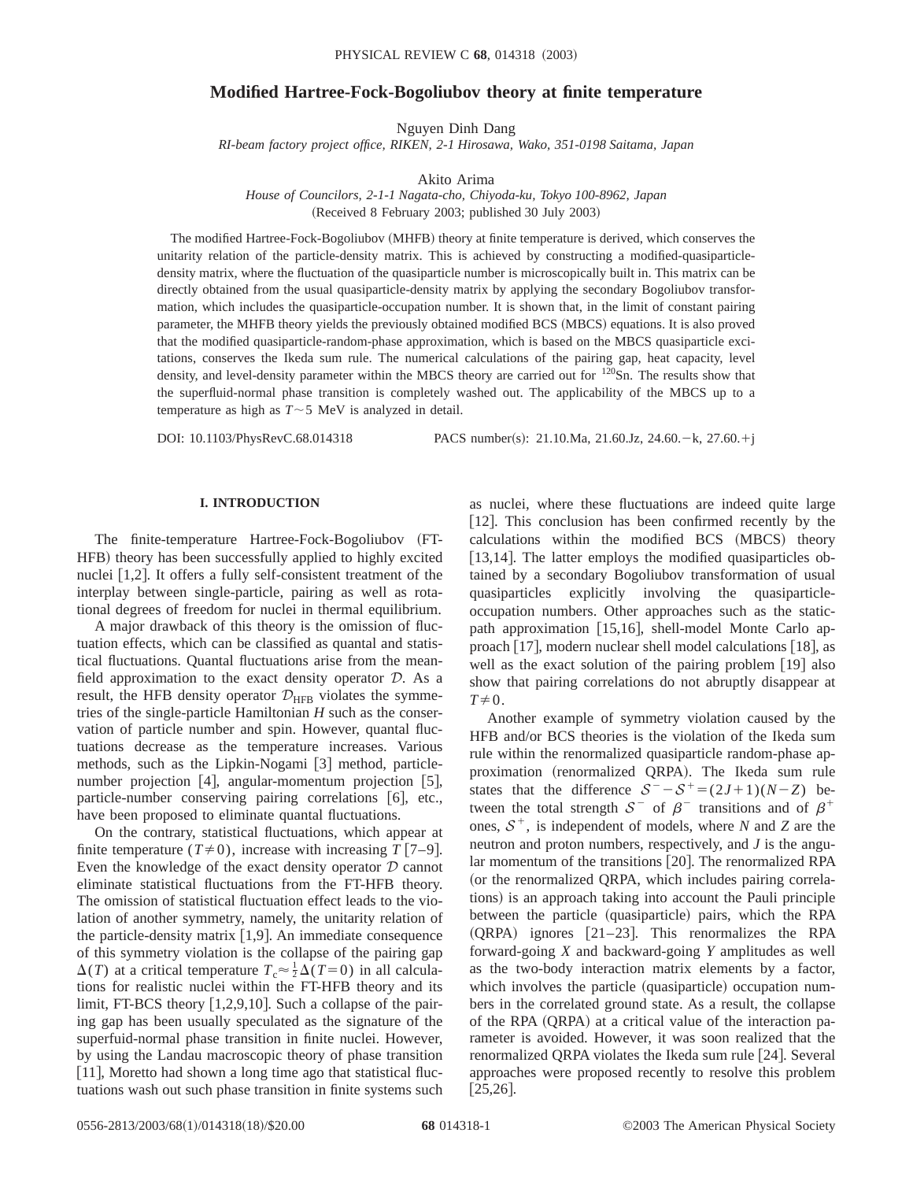# Modified Hartree-Fock-Bogoliubov theory at finite temperature

Nguyen Dinh Dang

*RI-beam factory project office, RIKEN, 2-1 Hirosawa, Wako, 351-0198 Saitama, Japan*

Akito Arima

*House of Councilors, 2-1-1 Nagata-cho, Chiyoda-ku, Tokyo 100-8962, Japan*

(Received 8 February 2003; published 30 July 2003)

The modified Hartree-Fock-Bogoliubov (MHFB) theory at finite temperature is derived, which conserves the unitarity relation of the particle-density matrix. This is achieved by constructing a modified-quasiparticle-density matrix, where the fluctuation of the quasiparticle number is microscopically built in. This matrix can be directly obtained from the usual quasiparticle-density matrix by applying the secondary Bogoliubov transformation, which includes the quasiparticle-occupation number. It is shown that, in the limit of constant pairing parameter, the MHFB theory yields the previously obtained modified BCS (MBCS) equations. It is also proved that the modified quasiparticle-random-phase approximation, which is based on the MBCS quasiparticle excitations, conserves the Ikeda sum rule. The numerical calculations of the pairing gap, heat capacity, level density, and level-density parameter within the MBCS theory are carried out for $^{120}$Sn. The results show that the superfluid-normal phase transition is completely washed out. The applicability of the MBCS up to a temperature as high as $T \sim 5$ MeV is analyzed in detail.

DOI: 10.1103/PhysRevC.68.014318 PACS number(s): 21.10.Ma, 21.60.Jz, 24.60.−k, 27.60.+j

## I. INTRODUCTION

The finite-temperature Hartree-Fock-Bogoliubov (FT-HFB) theory has been successfully applied to highly excited nuclei [1,2]. It offers a fully self-consistent treatment of the interplay between single-particle, pairing as well as rotational degrees of freedom for nuclei in thermal equilibrium.

A major drawback of this theory is the omission of fluctuation effects, which can be classified as quantal and statistical fluctuations. Quantal fluctuations arise from the mean-field approximation to the exact density operator $\mathcal{D}$. As a result, the HFB density operator $\mathcal{D}_{\rm HFB}$ violates the symmetries of the single-particle Hamiltonian $H$ such as the conservation of particle number and spin. However, quantal fluctuations decrease as the temperature increases. Various methods, such as the Lipkin-Nogami [3] method, particle-number projection [4], angular-momentum projection [5], particle-number conserving pairing correlations [6], etc., have been proposed to eliminate quantal fluctuations.

On the contrary, statistical fluctuations, which appear at finite temperature ($T \neq 0$), increase with increasing $T$ [7–9]. Even the knowledge of the exact density operator $\mathcal{D}$ cannot eliminate statistical fluctuations from the FT-HFB theory. The omission of statistical fluctuation effect leads to the violation of another symmetry, namely, the unitarity relation of the particle-density matrix [1,9]. An immediate consequence of this symmetry violation is the collapse of the pairing gap $\Delta(T)$ at a critical temperature $T_c \approx \frac{1}{2}\Delta(T=0)$ in all calculations for realistic nuclei within the FT-HFB theory and its limit, FT-BCS theory [1,2,9,10]. Such a collapse of the pairing gap has been usually speculated as the signature of the superfluid-normal phase transition in finite nuclei. However, by using the Landau macroscopic theory of phase transition [11], Moretto had shown a long time ago that statistical fluctuations wash out such phase transition in finite systems such as nuclei, where these fluctuations are indeed quite large [12]. This conclusion has been confirmed recently by the calculations within the modified BCS (MBCS) theory [13,14]. The latter employs the modified quasiparticles obtained by a secondary Bogoliubov transformation of usual quasiparticles explicitly involving the quasiparticle-occupation numbers. Other approaches such as the static-path approximation [15,16], shell-model Monte Carlo approach [17], modern nuclear shell model calculations [18], as well as the exact solution of the pairing problem [19] also show that pairing correlations do not abruptly disappear at $T \neq 0$.

Another example of symmetry violation caused by the HFB and/or BCS theories is the violation of the Ikeda sum rule within the renormalized quasiparticle random-phase approximation (renormalized QRPA). The Ikeda sum rule states that the difference $\mathcal{S}^- - \mathcal{S}^+ = (2J+1)(N-Z)$ between the total strength $\mathcal{S}^-$ of $\beta^-$ transitions and of $\beta^+$ ones, $\mathcal{S}^+$, is independent of models, where $N$ and $Z$ are the neutron and proton numbers, respectively, and $J$ is the angular momentum of the transitions [20]. The renormalized RPA (or the renormalized QRPA, which includes pairing correlations) is an approach taking into account the Pauli principle between the particle (quasiparticle) pairs, which the RPA (QRPA) ignores [21–23]. This renormalizes the RPA forward-going $X$ and backward-going $Y$ amplitudes as well as the two-body interaction matrix elements by a factor, which involves the particle (quasiparticle) occupation numbers in the correlated ground state. As a result, the collapse of the RPA (QRPA) at a critical value of the interaction parameter is avoided. However, it was soon realized that the renormalized QRPA violates the Ikeda sum rule [24]. Several approaches were proposed recently to resolve this problem [25,26].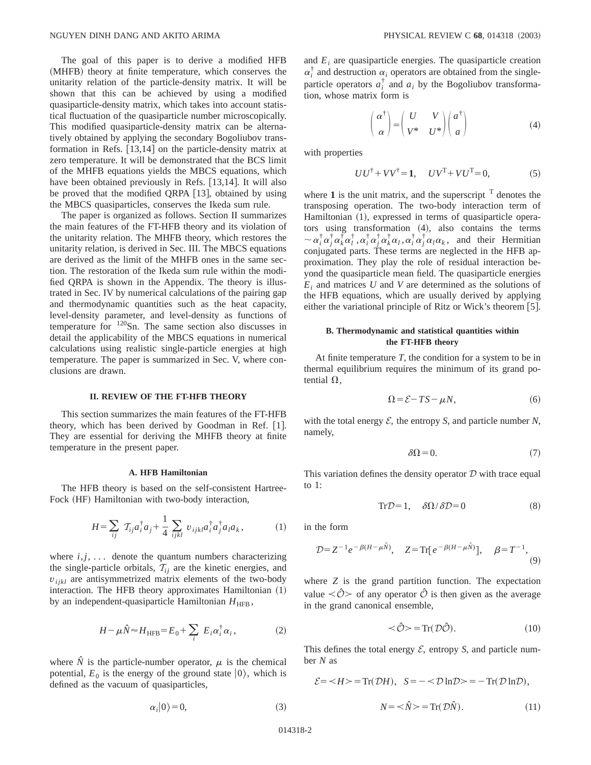The goal of this paper is to derive a modified HFB (MHFB) theory at finite temperature, which conserves the unitarity relation of the particle-density matrix. It will be shown that this can be achieved by using a modified quasiparticle-density matrix, which takes into account statistical fluctuation of the quasiparticle number microscopically. This modified quasiparticle-density matrix can be alternatively obtained by applying the secondary Bogoliubov transformation in Refs. [13,14] on the particle-density matrix at zero temperature. It will be demonstrated that the BCS limit of the MHFB equations yields the MBCS equations, which have been obtained previously in Refs. [13,14]. It will also be proved that the modified QRPA [13], obtained by using the MBCS quasiparticles, conserves the Ikeda sum rule.

The paper is organized as follows. Section II summarizes the main features of the FT-HFB theory and its violation of the unitarity relation. The MHFB theory, which restores the unitarity relation, is derived in Sec. III. The MBCS equations are derived as the limit of the MHFB ones in the same section. The restoration of the Ikeda sum rule within the modified QRPA is shown in the Appendix. The theory is illustrated in Sec. IV by numerical calculations of the pairing gap and thermodynamic quantities such as the heat capacity, level-density parameter, and level-density as functions of temperature for $^{120}$Sn. The same section also discusses in detail the applicability of the MBCS equations in numerical calculations using realistic single-particle energies at high temperature. The paper is summarized in Sec. V, where conclusions are drawn.

## II. REVIEW OF THE FT-HFB THEORY

This section summarizes the main features of the FT-HFB theory, which has been derived by Goodman in Ref. [1]. They are essential for deriving the MHFB theory at finite temperature in the present paper.

### A. HFB Hamiltonian

The HFB theory is based on the self-consistent Hartree-Fock (HF) Hamiltonian with two-body interaction,

$$H=\sum_{ij}\mathcal{T}_{ij}a_i^{\dagger}a_j+\frac{1}{4}\sum_{ijkl}v_{ijkl}a_i^{\dagger}a_j^{\dagger}a_l a_k, \tag{1}$$

where $i,j,\ldots$ denote the quantum numbers characterizing the single-particle orbitals, $\mathcal{T}_{ij}$ are the kinetic energies, and $v_{ijkl}$ are antisymmetrized matrix elements of the two-body interaction. The HFB theory approximates Hamiltonian (1) by an independent-quasiparticle Hamiltonian $H_{\rm HFB}$,

$$H-\mu\hat{N}\approx H_{\rm HFB}=E_0+\sum_i E_i\alpha_i^{\dagger}\alpha_i, \tag{2}$$

where $\hat{N}$ is the particle-number operator, $\mu$ is the chemical potential, $E_0$ is the energy of the ground state $|0\rangle$, which is defined as the vacuum of quasiparticles,

$$\alpha_i|0\rangle=0, \tag{3}$$

and $E_i$ are quasiparticle energies. The quasiparticle creation $\alpha_i^{\dagger}$ and destruction $\alpha_i$ operators are obtained from the single-particle operators $a_i^{\dagger}$ and $a_i$ by the Bogoliubov transformation, whose matrix form is

$$\begin{pmatrix}\alpha^{\dagger}\\ \alpha\end{pmatrix}=\begin{pmatrix}U & V\\ V^{*} & U^{*}\end{pmatrix}\begin{pmatrix}a^{\dagger}\\ a\end{pmatrix} \tag{4}$$

with properties

$$UU^{\dagger}+VV^{\dagger}=\mathbf{1},\quad UV^{\rm T}+VU^{\rm T}=0, \tag{5}$$

where $\mathbf{1}$ is the unit matrix, and the superscript $^{\rm T}$ denotes the transposing operation. The two-body interaction term of Hamiltonian (1), expressed in terms of quasiparticle operators using transformation (4), also contains the terms $\sim\alpha_i^{\dagger}\alpha_j^{\dagger}\alpha_k^{\dagger}\alpha_l^{\dagger},\alpha_i^{\dagger}\alpha_j^{\dagger}\alpha_k^{\dagger}\alpha_l,\alpha_i^{\dagger}\alpha_j^{\dagger}\alpha_l\alpha_k$, and their Hermitian conjugated parts. These terms are neglected in the HFB approximation. They play the role of residual interaction beyond the quasiparticle mean field. The quasiparticle energies $E_i$ and matrices $U$ and $V$ are determined as the solutions of the HFB equations, which are usually derived by applying either the variational principle of Ritz or Wick's theorem [5].

### B. Thermodynamic and statistical quantities within the FT-HFB theory

At finite temperature $T$, the condition for a system to be in thermal equilibrium requires the minimum of its grand potential $\Omega$,

$$\Omega=\mathcal{E}-TS-\mu N, \tag{6}$$

with the total energy $\mathcal{E}$, the entropy $S$, and particle number $N$, namely,

$$\delta\Omega=0. \tag{7}$$

This variation defines the density operator $\mathcal{D}$ with trace equal to 1:

$${\rm Tr}\mathcal{D}=1,\quad \delta\Omega/\delta\mathcal{D}=0 \tag{8}$$

in the form

$$\mathcal{D}=Z^{-1}e^{-\beta(H-\mu\hat{N})},\quad Z={\rm Tr}[e^{-\beta(H-\mu\hat{N})}],\quad \beta=T^{-1}, \tag{9}$$

where $Z$ is the grand partition function. The expectation value $\langle\hat{\mathcal{O}}\rangle$ of any operator $\hat{\mathcal{O}}$ is then given as the average in the grand canonical ensemble,

$$\langle\hat{\mathcal{O}}\rangle={\rm Tr}(\mathcal{D}\hat{\mathcal{O}}). \tag{10}$$

This defines the total energy $\mathcal{E}$, entropy $S$, and particle number $N$ as

$$\mathcal{E}=\langle H\rangle={\rm Tr}(\mathcal{D}H),\quad S=-\langle\mathcal{D}\ln\mathcal{D}\rangle=-{\rm Tr}(\mathcal{D}\ln\mathcal{D}),$$

$$N=\langle\hat{N}\rangle={\rm Tr}(\mathcal{D}\hat{N}). \tag{11}$$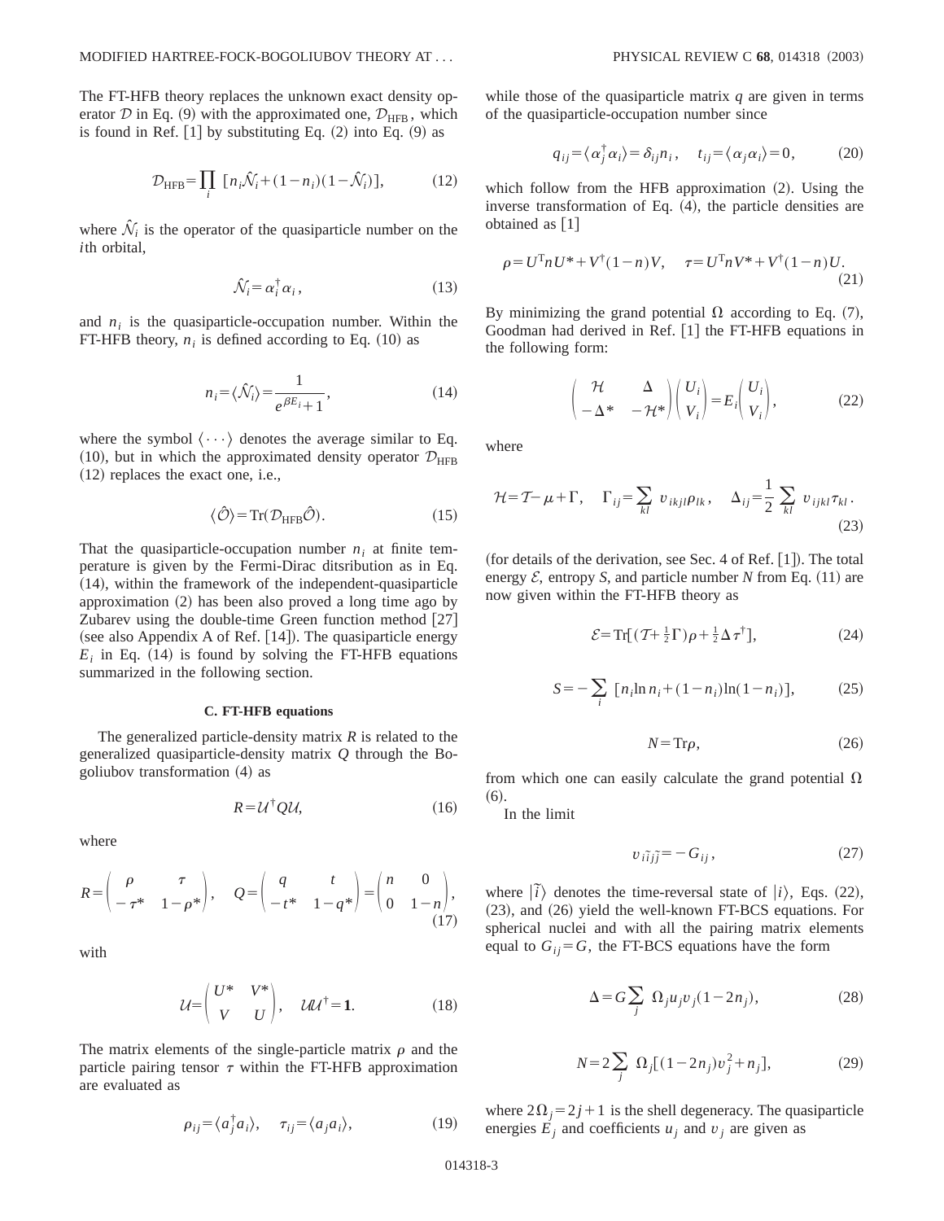The FT-HFB theory replaces the unknown exact density operator $\mathcal{D}$ in Eq. (9) with the approximated one, $\mathcal{D}_{\rm HFB}$, which is found in Ref. [1] by substituting Eq. (2) into Eq. (9) as

$$\mathcal{D}_{\rm HFB}=\prod_i [n_i\hat{\mathcal{N}}_i+(1-n_i)(1-\hat{\mathcal{N}}_i)], \tag{12}$$

where $\hat{\mathcal{N}}_i$ is the operator of the quasiparticle number on the $i$th orbital,

$$\hat{\mathcal{N}}_i=\alpha_i^\dagger\alpha_i, \tag{13}$$

and $n_i$ is the quasiparticle-occupation number. Within the FT-HFB theory, $n_i$ is defined according to Eq. (10) as

$$n_i=\langle\hat{\mathcal{N}}_i\rangle=\frac{1}{e^{\beta E_i}+1}, \tag{14}$$

where the symbol $\langle\cdots\rangle$ denotes the average similar to Eq. (10), but in which the approximated density operator $\mathcal{D}_{\rm HFB}$ (12) replaces the exact one, i.e.,

$$\langle\hat{\mathcal{O}}\rangle={\rm Tr}(\mathcal{D}_{\rm HFB}\hat{\mathcal{O}}). \tag{15}$$

That the quasiparticle-occupation number $n_i$ at finite temperature is given by the Fermi-Dirac ditsribution as in Eq. (14), within the framework of the independent-quasiparticle approximation (2) has been also proved a long time ago by Zubarev using the double-time Green function method [27] (see also Appendix A of Ref. [14]). The quasiparticle energy $E_i$ in Eq. (14) is found by solving the FT-HFB equations summarized in the following section.

### C. FT-HFB equations

The generalized particle-density matrix $R$ is related to the generalized quasiparticle-density matrix $Q$ through the Bogoliubov transformation (4) as

$$R=\mathcal{U}^\dagger Q\mathcal{U}, \tag{16}$$

where

$$R=\begin{pmatrix}\rho & \tau\\ -\tau^* & 1-\rho^*\end{pmatrix},\quad Q=\begin{pmatrix}q & t\\ -t^* & 1-q^*\end{pmatrix}=\begin{pmatrix}n & 0\\ 0 & 1-n\end{pmatrix}, \tag{17}$$

with

$$\mathcal{U}=\begin{pmatrix}U^* & V^*\\ V & U\end{pmatrix},\quad \mathcal{U}\mathcal{U}^\dagger=\mathbf{1}. \tag{18}$$

The matrix elements of the single-particle matrix $\rho$ and the particle pairing tensor $\tau$ within the FT-HFB approximation are evaluated as

$$\rho_{ij}=\langle a_j^\dagger a_i\rangle,\quad \tau_{ij}=\langle a_j a_i\rangle, \tag{19}$$

while those of the quasiparticle matrix $q$ are given in terms of the quasiparticle-occupation number since

$$q_{ij}=\langle\alpha_j^\dagger\alpha_i\rangle=\delta_{ij}n_i,\quad t_{ij}=\langle\alpha_j\alpha_i\rangle=0, \tag{20}$$

which follow from the HFB approximation (2). Using the inverse transformation of Eq. (4), the particle densities are obtained as [1]

$$\rho=U^{\rm T}nU^*+V^\dagger(1-n)V,\quad \tau=U^{\rm T}nV^*+V^\dagger(1-n)U. \tag{21}$$

By minimizing the grand potential $\Omega$ according to Eq. (7), Goodman had derived in Ref. [1] the FT-HFB equations in the following form:

$$\begin{pmatrix}\mathcal{H} & \Delta\\ -\Delta^* & -\mathcal{H}^*\end{pmatrix}\begin{pmatrix}U_i\\ V_i\end{pmatrix}=E_i\begin{pmatrix}U_i\\ V_i\end{pmatrix}, \tag{22}$$

where

$$\mathcal{H}=\mathcal{T}-\mu+\Gamma,\quad \Gamma_{ij}=\sum_{kl} v_{ikjl}\rho_{lk},\quad \Delta_{ij}=\frac{1}{2}\sum_{kl} v_{ijkl}\tau_{kl}. \tag{23}$$

(for details of the derivation, see Sec. 4 of Ref. [1]). The total energy $\mathcal{E}$, entropy $S$, and particle number $N$ from Eq. (11) are now given within the FT-HFB theory as

$$\mathcal{E}={\rm Tr}[(\mathcal{T}+\tfrac{1}{2}\Gamma)\rho+\tfrac{1}{2}\Delta\tau^\dagger], \tag{24}$$

$$S=-\sum_i [n_i\ln n_i+(1-n_i)\ln(1-n_i)], \tag{25}$$

$$N={\rm Tr}\rho, \tag{26}$$

from which one can easily calculate the grand potential $\Omega$ (6).

In the limit

$$v_{i\tilde{i}j\tilde{j}}=-G_{ij}, \tag{27}$$

where $|\tilde{i}\rangle$ denotes the time-reversal state of $|i\rangle$, Eqs. (22), (23), and (26) yield the well-known FT-BCS equations. For spherical nuclei and with all the pairing matrix elements equal to $G_{ij}=G$, the FT-BCS equations have the form

$$\Delta=G\sum_j \Omega_j u_j v_j(1-2n_j), \tag{28}$$

$$N=2\sum_j \Omega_j[(1-2n_j)v_j^2+n_j], \tag{29}$$

where $2\Omega_j=2j+1$ is the shell degeneracy. The quasiparticle energies $E_j$ and coefficients $u_j$ and $v_j$ are given as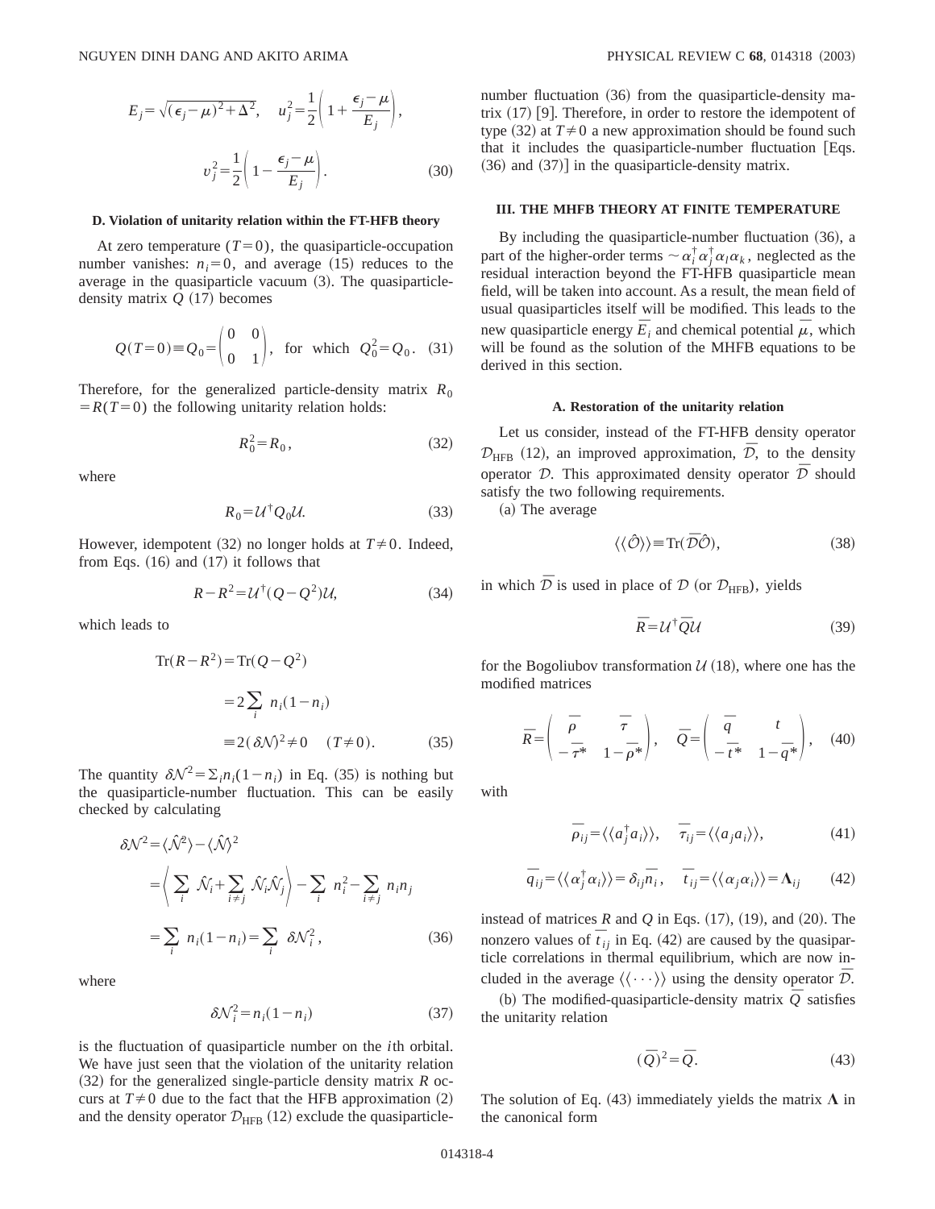$$E_j = \sqrt{(\epsilon_j - \mu)^2 + \Delta^2}, \quad u_j^2 = \frac{1}{2}\left(1 + \frac{\epsilon_j - \mu}{E_j}\right),$$

$$v_j^2 = \frac{1}{2}\left(1 - \frac{\epsilon_j - \mu}{E_j}\right). \tag{30}$$

### D. Violation of unitarity relation within the FT-HFB theory

At zero temperature ($T=0$), the quasiparticle-occupation number vanishes: $n_i = 0$, and average (15) reduces to the average in the quasiparticle vacuum (3). The quasiparticle-density matrix $Q$ (17) becomes

$$Q(T=0) \equiv Q_0 = \begin{pmatrix} 0 & 0 \\ 0 & 1 \end{pmatrix}, \quad \text{for which} \quad Q_0^2 = Q_0. \tag{31}$$

Therefore, for the generalized particle-density matrix $R_0 = R(T=0)$ the following unitarity relation holds:

$$R_0^2 = R_0, \tag{32}$$

where

$$R_0 = \mathcal{U}^\dagger Q_0 \mathcal{U}. \tag{33}$$

However, idempotent (32) no longer holds at $T \neq 0$. Indeed, from Eqs. (16) and (17) it follows that

$$R - R^2 = \mathcal{U}^\dagger (Q - Q^2) \mathcal{U}, \tag{34}$$

which leads to

$$\begin{aligned} \mathrm{Tr}(R - R^2) &= \mathrm{Tr}(Q - Q^2) \\ &= 2\sum_i n_i(1 - n_i) \\ &\equiv 2(\delta\mathcal{N})^2 \neq 0 \quad (T \neq 0). \end{aligned} \tag{35}$$

The quantity $\delta\mathcal{N}^2 = \Sigma_i n_i(1 - n_i)$ in Eq. (35) is nothing but the quasiparticle-number fluctuation. This can be easily checked by calculating

$$\begin{aligned} \delta\mathcal{N}^2 &= \langle \hat{\mathcal{N}}^2 \rangle - \langle \hat{\mathcal{N}} \rangle^2 \\ &= \left\langle \sum_i \hat{\mathcal{N}}_i + \sum_{i \neq j} \hat{\mathcal{N}}_i \hat{\mathcal{N}}_j \right\rangle - \sum_i n_i^2 - \sum_{i \neq j} n_i n_j \\ &= \sum_i n_i(1 - n_i) = \sum_i \delta\mathcal{N}_i^2, \end{aligned} \tag{36}$$

where

$$\delta\mathcal{N}_i^2 = n_i(1 - n_i) \tag{37}$$

is the fluctuation of quasiparticle number on the $i$th orbital. We have just seen that the violation of the unitarity relation (32) for the generalized single-particle density matrix $R$ occurs at $T \neq 0$ due to the fact that the HFB approximation (2) and the density operator $\mathcal{D}_{\rm HFB}$ (12) exclude the quasiparticle-number fluctuation (36) from the quasiparticle-density matrix (17) [9]. Therefore, in order to restore the idempotent of type (32) at $T \neq 0$ a new approximation should be found such that it includes the quasiparticle-number fluctuation [Eqs. (36) and (37)] in the quasiparticle-density matrix.

## III. THE MHFB THEORY AT FINITE TEMPERATURE

By including the quasiparticle-number fluctuation (36), a part of the higher-order terms $\sim \alpha_i^\dagger \alpha_j^\dagger \alpha_l \alpha_k$, neglected as the residual interaction beyond the FT-HFB quasiparticle mean field, will be taken into account. As a result, the mean field of usual quasiparticles itself will be modified. This leads to the new quasiparticle energy $\bar{E}_i$ and chemical potential $\bar{\mu}$, which will be found as the solution of the MHFB equations to be derived in this section.

### A. Restoration of the unitarity relation

Let us consider, instead of the FT-HFB density operator $\mathcal{D}_{\rm HFB}$ (12), an improved approximation, $\bar{\mathcal{D}}$, to the density operator $\mathcal{D}$. This approximated density operator $\bar{\mathcal{D}}$ should satisfy the two following requirements.

(a) The average

$$\langle\langle \hat{\mathcal{O}} \rangle\rangle \equiv \mathrm{Tr}(\bar{\mathcal{D}} \hat{\mathcal{O}}), \tag{38}$$

in which $\bar{\mathcal{D}}$ is used in place of $\mathcal{D}$ (or $\mathcal{D}_{\rm HFB}$), yields

$$\bar{R} = \mathcal{U}^\dagger \bar{Q} \mathcal{U} \tag{39}$$

for the Bogoliubov transformation $\mathcal{U}$ (18), where one has the modified matrices

$$\bar{R} = \begin{pmatrix} \bar{\rho} & \bar{\tau} \\ -\bar{\tau}^* & 1 - \bar{\rho}^* \end{pmatrix}, \quad \bar{Q} = \begin{pmatrix} \bar{q} & t \\ -\bar{t}^* & 1 - \bar{q}^* \end{pmatrix}, \tag{40}$$

with

$$\bar{\rho}_{ij} = \langle\langle a_j^\dagger a_i \rangle\rangle, \quad \bar{\tau}_{ij} = \langle\langle a_j a_i \rangle\rangle, \tag{41}$$

$$\bar{q}_{ij} = \langle\langle \alpha_j^\dagger \alpha_i \rangle\rangle = \delta_{ij} \bar{n}_i, \quad \bar{t}_{ij} = \langle\langle \alpha_j \alpha_i \rangle\rangle = \mathbf{\Lambda}_{ij} \tag{42}$$

instead of matrices $R$ and $Q$ in Eqs. (17), (19), and (20). The nonzero values of $\bar{t}_{ij}$ in Eq. (42) are caused by the quasiparticle correlations in thermal equilibrium, which are now included in the average $\langle\langle \cdots \rangle\rangle$ using the density operator $\bar{\mathcal{D}}$.

(b) The modified-quasiparticle-density matrix $\bar{Q}$ satisfies the unitarity relation

$$(\bar{Q})^2 = \bar{Q}. \tag{43}$$

The solution of Eq. (43) immediately yields the matrix $\mathbf{\Lambda}$ in the canonical form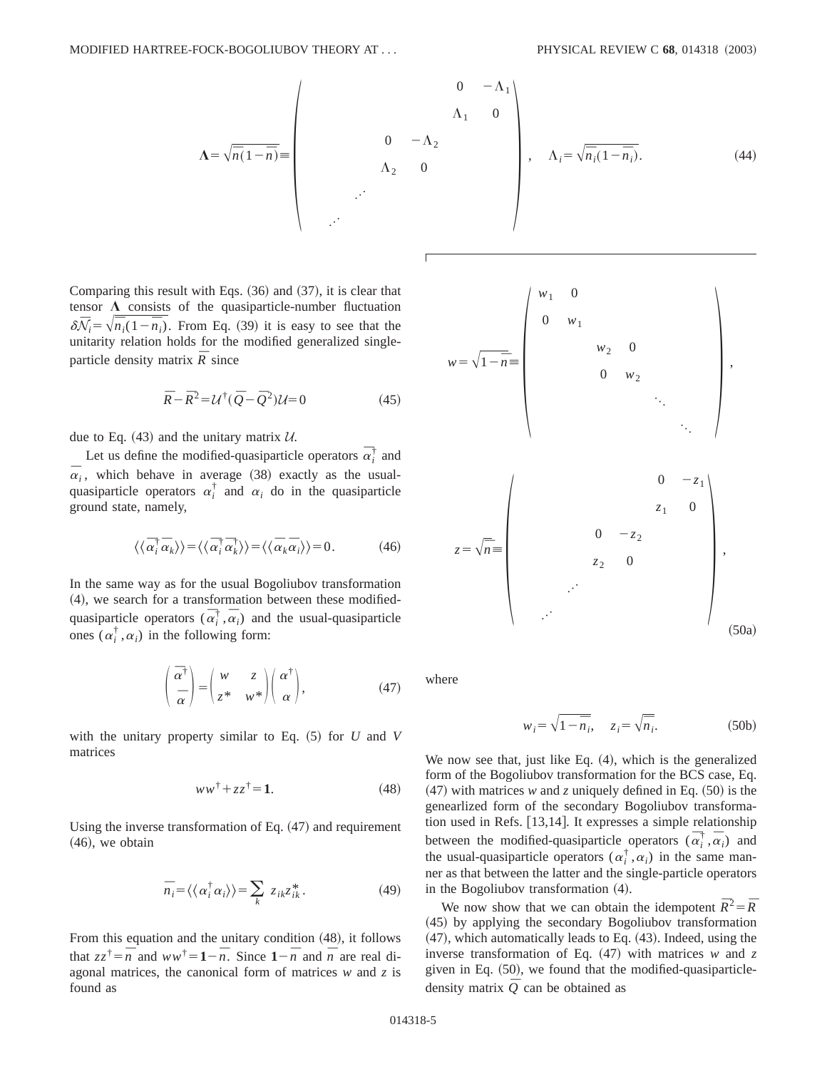$$\mathbf{\Lambda}=\sqrt{\bar{n}(1-\bar{n})}\equiv\begin{pmatrix} & & & & 0 & -\Lambda_1\\ & & & & \Lambda_1 & 0\\ & & 0 & -\Lambda_2 & & \\ & & \Lambda_2 & 0 & & \\ & \iddots & & & & \\ \iddots & & & & & \end{pmatrix},\quad \Lambda_i=\sqrt{\bar{n}_i(1-\bar{n}_i)}. \tag{44}$$

Comparing this result with Eqs. (36) and (37), it is clear that tensor $\mathbf{\Lambda}$ consists of the quasiparticle-number fluctuation $\delta\bar{\mathcal{N}}_i=\sqrt{\bar{n}_i(1-\bar{n}_i)}$. From Eq. (39) it is easy to see that the unitarity relation holds for the modified generalized single-particle density matrix $\bar{R}$ since

$$\bar{R}-\bar{R}^2=\mathcal{U}^\dagger(\bar{Q}-\bar{Q}^2)\mathcal{U}=0 \tag{45}$$

due to Eq. (43) and the unitary matrix $\mathcal{U}$.

Let us define the modified-quasiparticle operators $\bar{\alpha}_i^\dagger$ and $\bar{\alpha}_i$, which behave in average (38) exactly as the usual-quasiparticle operators $\alpha_i^\dagger$ and $\alpha_i$ do in the quasiparticle ground state, namely,

$$\langle\langle\bar{\alpha}_i^\dagger\bar{\alpha}_k\rangle\rangle=\langle\langle\bar{\alpha}_i^\dagger\bar{\alpha}_k^\dagger\rangle\rangle=\langle\langle\bar{\alpha}_k\bar{\alpha}_i\rangle\rangle=0. \tag{46}$$

In the same way as for the usual Bogoliubov transformation (4), we search for a transformation between these modified-quasiparticle operators $(\bar{\alpha}_i^\dagger,\bar{\alpha}_i)$ and the usual-quasiparticle ones $(\alpha_i^\dagger,\alpha_i)$ in the following form:

$$\begin{pmatrix}\bar{\alpha}^\dagger\\ \bar{\alpha}\end{pmatrix}=\begin{pmatrix} w & z\\ z^* & w^*\end{pmatrix}\begin{pmatrix}\alpha^\dagger\\ \alpha\end{pmatrix}, \tag{47}$$

with the unitary property similar to Eq. (5) for $U$ and $V$ matrices

$$ww^\dagger+zz^\dagger=\mathbf{1}. \tag{48}$$

Using the inverse transformation of Eq. (47) and requirement (46), we obtain

$$\bar{n}_i=\langle\langle\alpha_i^\dagger\alpha_i\rangle\rangle=\sum_k z_{ik}z_{ik}^*. \tag{49}$$

From this equation and the unitary condition (48), it follows that $zz^\dagger=\bar{n}$ and $ww^\dagger=\mathbf{1}-\bar{n}$. Since $\mathbf{1}-\bar{n}$ and $\bar{n}$ are real diagonal matrices, the canonical form of matrices $w$ and $z$ is found as

$$w=\sqrt{1-\bar{n}}\equiv\begin{pmatrix} w_1 & 0 & & & & \\ 0 & w_1 & & & & \\ & & w_2 & 0 & & \\ & & 0 & w_2 & & \\ & & & & \ddots & \\ & & & & & \ddots \end{pmatrix},$$

$$z=\sqrt{\bar{n}}\equiv\begin{pmatrix} & & & & 0 & -z_1\\ & & & & z_1 & 0\\ & & 0 & -z_2 & & \\ & & z_2 & 0 & & \\ & \iddots & & & & \\ \iddots & & & & & \end{pmatrix}, \tag{50a}$$

where

$$w_i=\sqrt{1-\bar{n}_i},\quad z_i=\sqrt{\bar{n}_i}. \tag{50b}$$

We now see that, just like Eq. (4), which is the generalized form of the Bogoliubov transformation for the BCS case, Eq. (47) with matrices $w$ and $z$ uniquely defined in Eq. (50) is the genearlized form of the secondary Bogoliubov transformation used in Refs. [13,14]. It expresses a simple relationship between the modified-quasiparticle operators $(\bar{\alpha}_i^\dagger,\bar{\alpha}_i)$ and the usual-quasiparticle operators $(\alpha_i^\dagger,\alpha_i)$ in the same manner as that between the latter and the single-particle operators in the Bogoliubov transformation (4).

We now show that we can obtain the idempotent $\bar{R}^2=\bar{R}$ (45) by applying the secondary Bogoliubov transformation (47), which automatically leads to Eq. (43). Indeed, using the inverse transformation of Eq. (47) with matrices $w$ and $z$ given in Eq. (50), we found that the modified-quasiparticle-density matrix $\bar{Q}$ can be obtained as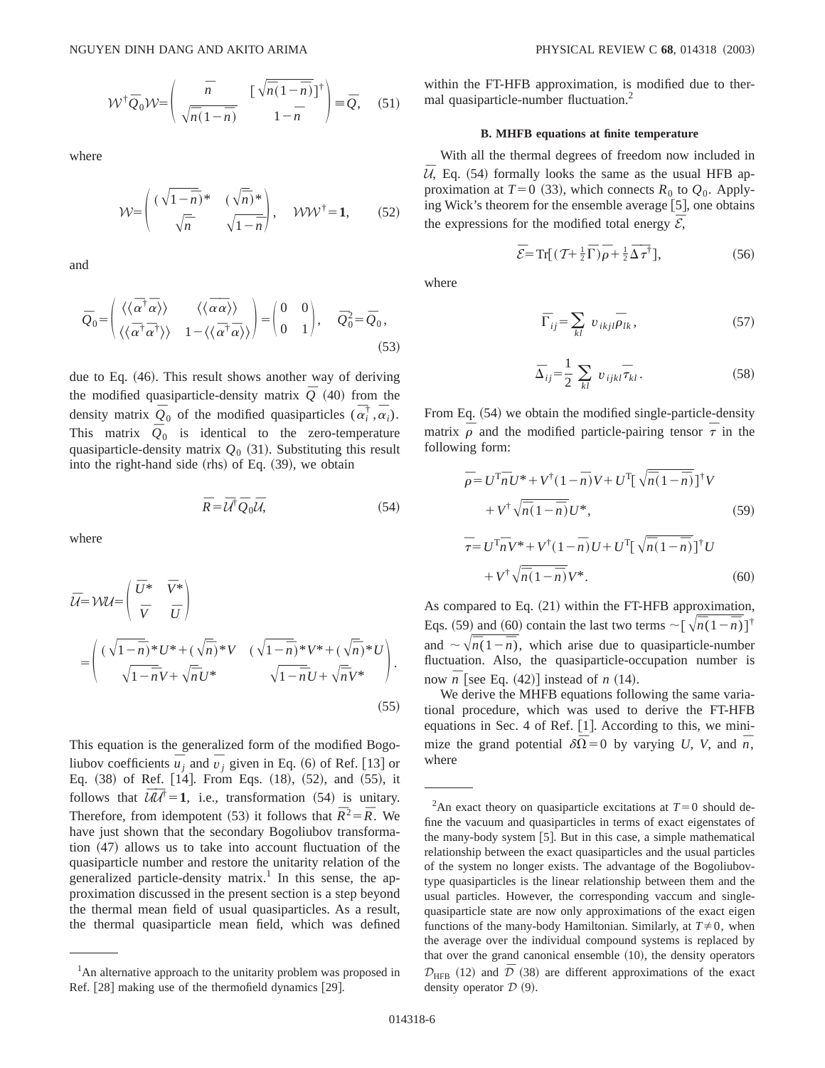$$\mathcal{W}^{\dagger}\bar{Q}_0\mathcal{W}=\begin{pmatrix} \bar{n} & [\sqrt{\bar{n}(1-\bar{n})}]^{\dagger} \\ \sqrt{\bar{n}(1-\bar{n})} & 1-\bar{n} \end{pmatrix}\equiv\bar{Q}, \quad (51)$$

where

$$\mathcal{W}=\begin{pmatrix} (\sqrt{1-\bar{n}})^{*} & (\sqrt{\bar{n}})^{*} \\ \sqrt{\bar{n}} & \sqrt{1-\bar{n}} \end{pmatrix}, \quad \mathcal{W}\mathcal{W}^{\dagger}=\mathbf{1}, \quad (52)$$

and

$$\bar{Q}_0=\begin{pmatrix} \langle\langle\bar{\alpha}^{\dagger}\bar{\alpha}\rangle\rangle & \langle\langle\bar{\alpha}\bar{\alpha}\rangle\rangle \\ \langle\langle\bar{\alpha}^{\dagger}\bar{\alpha}^{\dagger}\rangle\rangle & 1-\langle\langle\bar{\alpha}^{\dagger}\bar{\alpha}\rangle\rangle \end{pmatrix}=\begin{pmatrix} 0 & 0 \\ 0 & 1 \end{pmatrix}, \quad \bar{Q}_0^2=\bar{Q}_0, \quad (53)$$

due to Eq. (46). This result shows another way of deriving the modified quasiparticle-density matrix $\bar{Q}$ (40) from the density matrix $\bar{Q}_0$ of the modified quasiparticles ($\bar{\alpha}_i^{\dagger},\bar{\alpha}_i$). This matrix $\bar{Q}_0$ is identical to the zero-temperature quasiparticle-density matrix $Q_0$ (31). Substituting this result into the right-hand side (rhs) of Eq. (39), we obtain

$$\bar{R}=\bar{\mathcal{U}}^{\dagger}\bar{Q}_0\bar{\mathcal{U}}, \quad (54)$$

where

$$\bar{\mathcal{U}}=\mathcal{W}\mathcal{U}=\begin{pmatrix} \bar{U}^{*} & \bar{V}^{*} \\ \bar{V} & \bar{U} \end{pmatrix}$$

$$=\begin{pmatrix} (\sqrt{1-\bar{n}})^{*}U^{*}+(\sqrt{\bar{n}})^{*}V & (\sqrt{1-\bar{n}})^{*}V^{*}+(\sqrt{\bar{n}})^{*}U \\ \sqrt{1-\bar{n}}V+\sqrt{\bar{n}}U^{*} & \sqrt{1-\bar{n}}U+\sqrt{\bar{n}}V^{*} \end{pmatrix}. \quad (55)$$

This equation is the generalized form of the modified Bogoliubov coefficients $\bar{u}_j$ and $\bar{v}_j$ given in Eq. (6) of Ref. [13] or Eq. (38) of Ref. [14]. From Eqs. (18), (52), and (55), it follows that $\bar{\mathcal{U}}\bar{\mathcal{U}}^{\dagger}=\mathbf{1}$, i.e., transformation (54) is unitary. Therefore, from idempotent (53) it follows that $\bar{R}^2=\bar{R}$. We have just shown that the secondary Bogoliubov transformation (47) allows us to take into account fluctuation of the quasiparticle number and restore the unitarity relation of the generalized particle-density matrix.[1] In this sense, the approximation discussed in the present section is a step beyond the thermal mean field of usual quasiparticles. As a result, the thermal quasiparticle mean field, which was defined within the FT-HFB approximation, is modified due to thermal quasiparticle-number fluctuation.[2]

### B. MHFB equations at finite temperature

With all the thermal degrees of freedom now included in $\bar{\mathcal{U}}$, Eq. (54) formally looks the same as the usual HFB approximation at $T=0$ (33), which connects $R_0$ to $Q_0$. Applying Wick's theorem for the ensemble average [5], one obtains the expressions for the modified total energy $\bar{\mathcal{E}}$,

$$\bar{\mathcal{E}}=\mathrm{Tr}[(\mathcal{T}+\tfrac{1}{2}\bar{\Gamma})\bar{\rho}+\tfrac{1}{2}\bar{\Delta}\bar{\tau}^{\dagger}], \quad (56)$$

where

$$\bar{\Gamma}_{ij}=\sum_{kl}v_{ikjl}\bar{\rho}_{lk}, \quad (57)$$

$$\bar{\Delta}_{ij}=\frac{1}{2}\sum_{kl}v_{ijkl}\bar{\tau}_{kl}. \quad (58)$$

From Eq. (54) we obtain the modified single-particle-density matrix $\bar{\rho}$ and the modified particle-pairing tensor $\bar{\tau}$ in the following form:

$$\bar{\rho}=U^{\mathrm{T}}\bar{n}U^{*}+V^{\dagger}(1-\bar{n})V+U^{\mathrm{T}}[\sqrt{\bar{n}(1-\bar{n})}]^{\dagger}V+V^{\dagger}\sqrt{\bar{n}(1-\bar{n})}U^{*}, \quad (59)$$

$$\bar{\tau}=U^{\mathrm{T}}\bar{n}V^{*}+V^{\dagger}(1-\bar{n})U+U^{\mathrm{T}}[\sqrt{\bar{n}(1-\bar{n})}]^{\dagger}U+V^{\dagger}\sqrt{\bar{n}(1-\bar{n})}V^{*}. \quad (60)$$

As compared to Eq. (21) within the FT-HFB approximation, Eqs. (59) and (60) contain the last two terms $\sim[\sqrt{\bar{n}(1-\bar{n})}]^{\dagger}$ and $\sim\sqrt{\bar{n}(1-\bar{n})}$, which arise due to quasiparticle-number fluctuation. Also, the quasiparticle-occupation number is now $\bar{n}$ [see Eq. (42)] instead of $n$ (14).

We derive the MHFB equations following the same variational procedure, which was used to derive the FT-HFB equations in Sec. 4 of Ref. [1]. According to this, we minimize the grand potential $\delta\bar{\Omega}=0$ by varying $U$, $V$, and $\bar{n}$, where

---

[1] An alternative approach to the unitarity problem was proposed in Ref. [28] making use of the thermofield dynamics [29].

[2] An exact theory on quasiparticle excitations at $T=0$ should define the vacuum and quasiparticles in terms of exact eigenstates of the many-body system [5]. But in this case, a simple mathematical relationship between the exact quasiparticles and the usual particles of the system no longer exists. The advantage of the Bogoliubov-type quasiparticles is the linear relationship between them and the usual particles. However, the corresponding vaccum and single-quasiparticle state are now only approximations of the exact eigen functions of the many-body Hamiltonian. Similarly, at $T\neq 0$, when the average over the individual compound systems is replaced by that over the grand canonical ensemble (10), the density operators $\mathcal{D}_{\mathrm{HFB}}$ (12) and $\bar{\mathcal{D}}$ (38) are different approximations of the exact density operator $\mathcal{D}$ (9).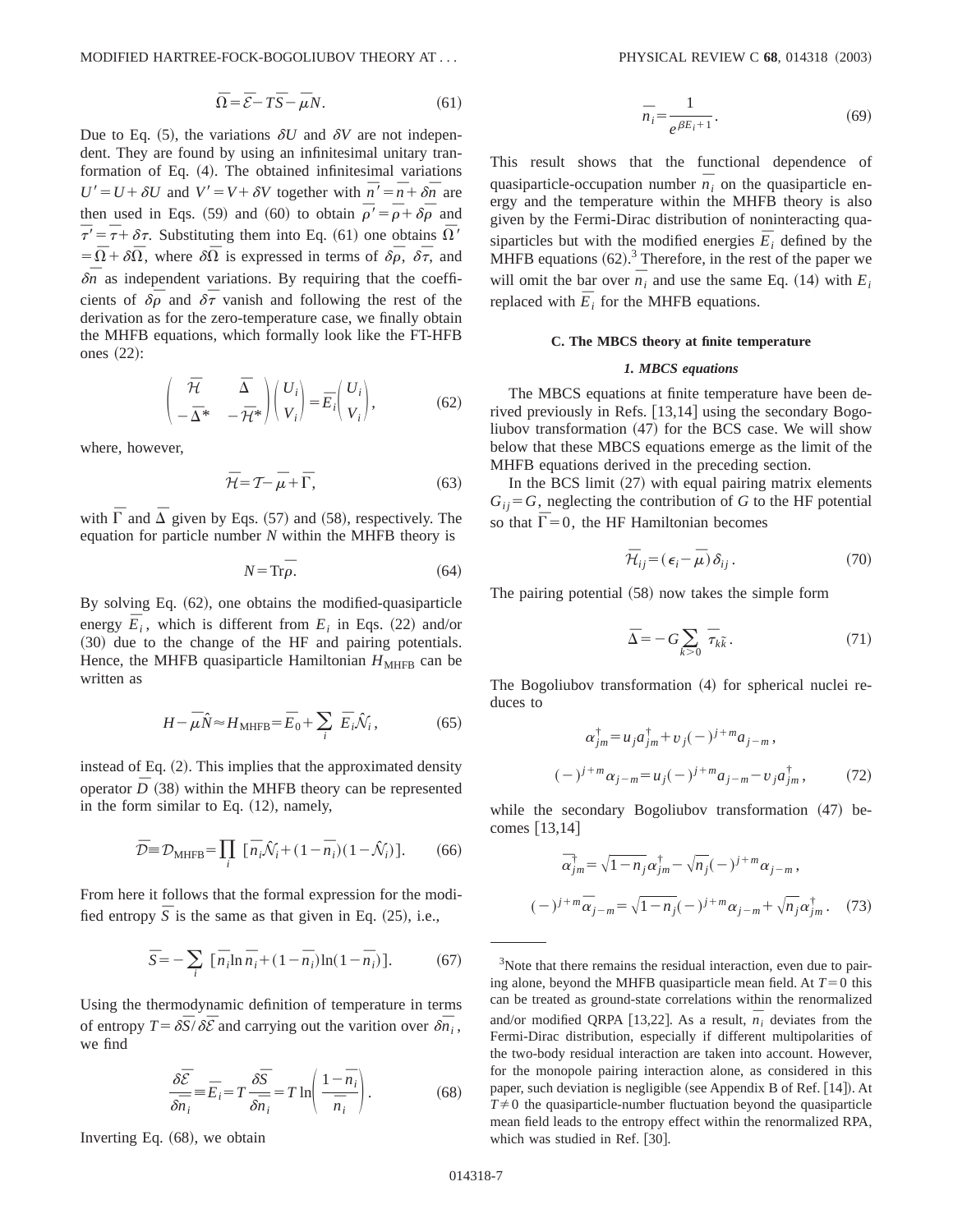$$\bar{\Omega} = \bar{\mathcal{E}} - T\bar{S} - \bar{\mu}N. \tag{61}$$

Due to Eq. (5), the variations $\delta U$ and $\delta V$ are not independent. They are found by using an infinitesimal unitary tranformation of Eq. (4). The obtained infinitesimal variations $U' = U + \delta U$ and $V' = V + \delta V$ together with $\bar{n}' = \bar{n} + \delta\bar{n}$ are then used in Eqs. (59) and (60) to obtain $\bar{\rho}' = \bar{\rho} + \delta\bar{\rho}$ and $\bar{\tau}' = \bar{\tau} + \delta\tau$. Substituting them into Eq. (61) one obtains $\bar{\Omega}' = \bar{\Omega} + \delta\bar{\Omega}$, where $\delta\bar{\Omega}$ is expressed in terms of $\delta\bar{\rho}$, $\delta\bar{\tau}$, and $\delta\bar{n}$ as independent variations. By requiring that the coefficients of $\delta\bar{\rho}$ and $\delta\bar{\tau}$ vanish and following the rest of the derivation as for the zero-temperature case, we finally obtain the MHFB equations, which formally look like the FT-HFB ones (22):

$$\begin{pmatrix} \bar{\mathcal{H}} & \bar{\Delta} \\ -\bar{\Delta}^* & -\bar{\mathcal{H}}^* \end{pmatrix} \begin{pmatrix} U_i \\ V_i \end{pmatrix} = \bar{E}_i \begin{pmatrix} U_i \\ V_i \end{pmatrix}, \tag{62}$$

where, however,

$$\bar{\mathcal{H}} = \mathcal{T} - \bar{\mu} + \bar{\Gamma}, \tag{63}$$

with $\bar{\Gamma}$ and $\bar{\Delta}$ given by Eqs. (57) and (58), respectively. The equation for particle number $N$ within the MHFB theory is

$$N = \mathrm{Tr}\bar{\rho}. \tag{64}$$

By solving Eq. (62), one obtains the modified-quasiparticle energy $\bar{E}_i$, which is different from $E_i$ in Eqs. (22) and/or (30) due to the change of the HF and pairing potentials. Hence, the MHFB quasiparticle Hamiltonian $H_{\mathrm{MHFB}}$ can be written as

$$H - \bar{\mu}\hat{N} \approx H_{\mathrm{MHFB}} = \bar{E}_0 + \sum_i \bar{E}_i \hat{\mathcal{N}}_i, \tag{65}$$

instead of Eq. (2). This implies that the approximated density operator $\bar{D}$ (38) within the MHFB theory can be represented in the form similar to Eq. (12), namely,

$$\bar{\mathcal{D}} \equiv \mathcal{D}_{\mathrm{MHFB}} = \prod_i [\bar{n}_i \hat{\mathcal{N}}_i + (1-\bar{n}_i)(1-\hat{\mathcal{N}}_i)]. \tag{66}$$

From here it follows that the formal expression for the modified entropy $\bar{S}$ is the same as that given in Eq. (25), i.e.,

$$\bar{S} = -\sum_i [\bar{n}_i \ln \bar{n}_i + (1-\bar{n}_i)\ln(1-\bar{n}_i)]. \tag{67}$$

Using the thermodynamic definition of temperature in terms of entropy $T = \delta\bar{S}/\delta\bar{\mathcal{E}}$ and carrying out the varition over $\delta\bar{n}_i$, we find

$$\frac{\delta\bar{\mathcal{E}}}{\delta\bar{n}_i} \equiv \bar{E}_i = T\frac{\delta\bar{S}}{\delta\bar{n}_i} = T\ln\left(\frac{1-\bar{n}_i}{\bar{n}_i}\right). \tag{68}$$

Inverting Eq. (68), we obtain

$$\bar{n}_i = \frac{1}{e^{\beta\bar{E}_i+1}}. \tag{69}$$

This result shows that the functional dependence of quasiparticle-occupation number $\bar{n}_i$ on the quasiparticle energy and the temperature within the MHFB theory is also given by the Fermi-Dirac distribution of noninteracting quasiparticles but with the modified energies $\bar{E}_i$ defined by the MHFB equations (62).[3] Therefore, in the rest of the paper we will omit the bar over $\bar{n}_i$ and use the same Eq. (14) with $E_i$ replaced with $\bar{E}_i$ for the MHFB equations.

### C. The MBCS theory at finite temperature

#### *1. MBCS equations*

The MBCS equations at finite temperature have been derived previously in Refs. [13,14] using the secondary Bogoliubov transformation (47) for the BCS case. We will show below that these MBCS equations emerge as the limit of the MHFB equations derived in the preceding section.

In the BCS limit (27) with equal pairing matrix elements $G_{ij} = G$, neglecting the contribution of $G$ to the HF potential so that $\bar{\Gamma} = 0$, the HF Hamiltonian becomes

$$\bar{\mathcal{H}}_{ij} = (\epsilon_i - \bar{\mu})\delta_{ij}. \tag{70}$$

The pairing potential (58) now takes the simple form

$$\bar{\Delta} = -G\sum_{k>0} \bar{\tau}_{k\tilde{k}}. \tag{71}$$

The Bogoliubov transformation (4) for spherical nuclei reduces to

$$\alpha^\dagger_{jm} = u_j a^\dagger_{jm} + v_j(-)^{j+m} a_{j-m},$$
$$(-)^{j+m}\alpha_{j-m} = u_j(-)^{j+m}a_{j-m} - v_j a^\dagger_{jm}, \tag{72}$$

while the secondary Bogoliubov transformation (47) becomes [13,14]

$$\bar{\alpha}^\dagger_{jm} = \sqrt{1-n_j}\,\alpha^\dagger_{jm} - \sqrt{n_j}(-)^{j+m}\alpha_{j-m},$$
$$(-)^{j+m}\bar{\alpha}_{j-m} = \sqrt{1-n_j}(-)^{j+m}\alpha_{j-m} + \sqrt{n_j}\,\alpha^\dagger_{jm}. \tag{73}$$

---

[3] Note that there remains the residual interaction, even due to pairing alone, beyond the MHFB quasiparticle mean field. At $T=0$ this can be treated as ground-state correlations within the renormalized and/or modified QRPA [13,22]. As a result, $\bar{n}_i$ deviates from the Fermi-Dirac distribution, especially if different multipolarities of the two-body residual interaction are taken into account. However, for the monopole pairing interaction alone, as considered in this paper, such deviation is negligible (see Appendix B of Ref. [14]). At $T \neq 0$ the quasiparticle-number fluctuation beyond the quasiparticle mean field leads to the entropy effect within the renormalized RPA, which was studied in Ref. [30].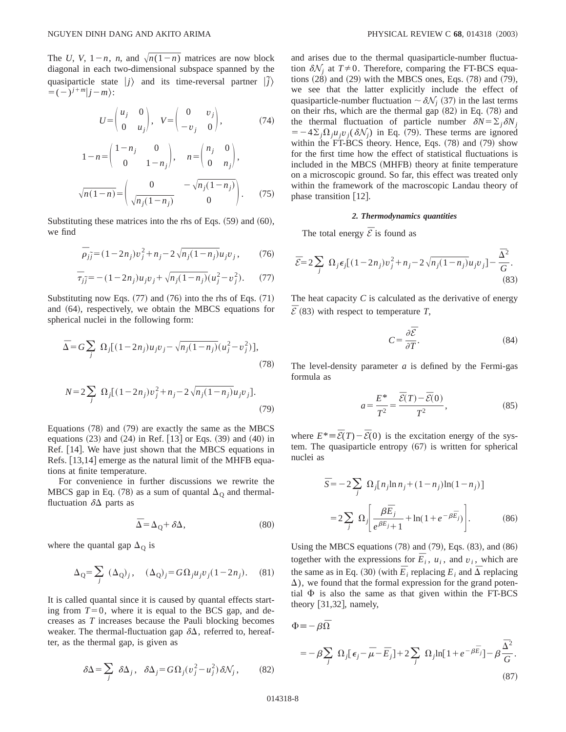The $U$, $V$, $1-n$, $n$, and $\sqrt{n(1-n)}$ matrices are now block diagonal in each two-dimensional subspace spanned by the quasiparticle state $|j\rangle$ and its time-reversal partner $|\tilde{j}\rangle = (-)^{j+m}|j-m\rangle$:

$$U = \begin{pmatrix} u_j & 0 \\ 0 & u_j \end{pmatrix}, \quad V = \begin{pmatrix} 0 & v_j \\ -v_j & 0 \end{pmatrix}, \tag{74}$$

$$1-n = \begin{pmatrix} 1-n_j & 0 \\ 0 & 1-n_j \end{pmatrix}, \quad n = \begin{pmatrix} n_j & 0 \\ 0 & n_j \end{pmatrix},$$

$$\sqrt{n(1-n)} = \begin{pmatrix} 0 & -\sqrt{n_j(1-n_j)} \\ \sqrt{n_j(1-n_j)} & 0 \end{pmatrix}. \tag{75}$$

Substituting these matrices into the rhs of Eqs. (59) and (60), we find

$$\bar{\rho}_{j\tilde{j}} = (1-2n_j)v_j^2 + n_j - 2\sqrt{n_j(1-n_j)}u_j v_j, \tag{76}$$

$$\bar{\tau}_{j\tilde{j}} = -(1-2n_j)u_j v_j + \sqrt{n_j(1-n_j)}(u_j^2 - v_j^2). \tag{77}$$

Substituting now Eqs. (77) and (76) into the rhs of Eqs. (71) and (64), respectively, we obtain the MBCS equations for spherical nuclei in the following form:

$$\bar{\Delta} = G\sum_j \Omega_j[(1-2n_j)u_j v_j - \sqrt{n_j(1-n_j)}(u_j^2 - v_j^2)], \tag{78}$$

$$N = 2\sum_j \Omega_j[(1-2n_j)v_j^2 + n_j - 2\sqrt{n_j(1-n_j)}u_j v_j]. \tag{79}$$

Equations (78) and (79) are exactly the same as the MBCS equations (23) and (24) in Ref. [13] or Eqs. (39) and (40) in Ref. [14]. We have just shown that the MBCS equations in Refs. [13,14] emerge as the natural limit of the MHFB equations at finite temperature.

For convenience in further discussions we rewrite the MBCS gap in Eq. (78) as a sum of quantal $\Delta_{\rm Q}$ and thermal-fluctuation $\delta\Delta$ parts as

$$\bar{\Delta} = \Delta_{\rm Q} + \delta\Delta, \tag{80}$$

where the quantal gap $\Delta_{\rm Q}$ is

$$\Delta_{\rm Q} = \sum_j (\Delta_{\rm Q})_j, \quad (\Delta_{\rm Q})_j = G\Omega_j u_j v_j(1-2n_j). \tag{81}$$

It is called quantal since it is caused by quantal effects starting from $T=0$, where it is equal to the BCS gap, and decreases as $T$ increases because the Pauli blocking becomes weaker. The thermal-fluctuation gap $\delta\Delta$, referred to, hereafter, as the thermal gap, is given as

$$\delta\Delta = \sum_j \delta\Delta_j, \quad \delta\Delta_j = G\Omega_j(v_j^2 - u_j^2)\delta\mathcal{N}_j, \tag{82}$$

and arises due to the thermal quasiparticle-number fluctuation $\delta\mathcal{N}_j$ at $T\neq 0$. Therefore, comparing the FT-BCS equations (28) and (29) with the MBCS ones, Eqs. (78) and (79), we see that the latter explicitly include the effect of quasiparticle-number fluctuation $\sim\delta\mathcal{N}_j$ (37) in the last terms on their rhs, which are the thermal gap (82) in Eq. (78) and the thermal fluctuation of particle number $\delta N = \sum_j \delta N_j = -4\sum_j \Omega_j u_j v_j(\delta\mathcal{N}_j)$ in Eq. (79). These terms are ignored within the FT-BCS theory. Hence, Eqs. (78) and (79) show for the first time how the effect of statistical fluctuations is included in the MBCS (MHFB) theory at finite temperature on a microscopic ground. So far, this effect was treated only within the framework of the macroscopic Landau theory of phase transition [12].

### 2. Thermodynamics quantities

The total energy $\bar{\mathcal{E}}$ is found as

$$\bar{\mathcal{E}} = 2\sum_j \Omega_j \epsilon_j[(1-2n_j)v_j^2 + n_j - 2\sqrt{n_j(1-n_j)}u_j v_j] - \frac{\bar{\Delta}^2}{G}. \tag{83}$$

The heat capacity $C$ is calculated as the derivative of energy $\bar{\mathcal{E}}$ (83) with respect to temperature $T$,

$$C = \frac{\partial\bar{\mathcal{E}}}{\partial T}. \tag{84}$$

The level-density parameter $a$ is defined by the Fermi-gas formula as

$$a = \frac{E^*}{T^2} = \frac{\bar{\mathcal{E}}(T) - \bar{\mathcal{E}}(0)}{T^2}, \tag{85}$$

where $E^* \equiv \bar{\mathcal{E}}(T) - \bar{\mathcal{E}}(0)$ is the excitation energy of the system. The quasiparticle entropy (67) is written for spherical nuclei as

$$\begin{aligned}\bar{S} &= -2\sum_j \Omega_j[n_j \ln n_j + (1-n_j)\ln(1-n_j)] \\ &= 2\sum_j \Omega_j\left[\frac{\beta\bar{E}_j}{e^{\beta\bar{E}_j}+1} + \ln(1+e^{-\beta\bar{E}_j})\right].\end{aligned} \tag{86}$$

Using the MBCS equations (78) and (79), Eqs. (83) and (86) together with the expressions for $\bar{E}_i$, $u_i$, and $v_i$, which are the same as in Eq. (30) (with $\bar{E}_i$ replacing $E_i$ and $\bar{\Delta}$ replacing $\Delta$), we found that the formal expression for the grand potential $\Phi$ is also the same as that given within the FT-BCS theory [31,32], namely,

$$\begin{aligned}\Phi &\equiv -\beta\bar{\Omega} \\ &= -\beta\sum_j \Omega_j[\epsilon_j - \bar{\mu} - \bar{E}_j] + 2\sum_j \Omega_j \ln[1+e^{-\beta\bar{E}_j}] - \beta\frac{\bar{\Delta}^2}{G}.\end{aligned} \tag{87}$$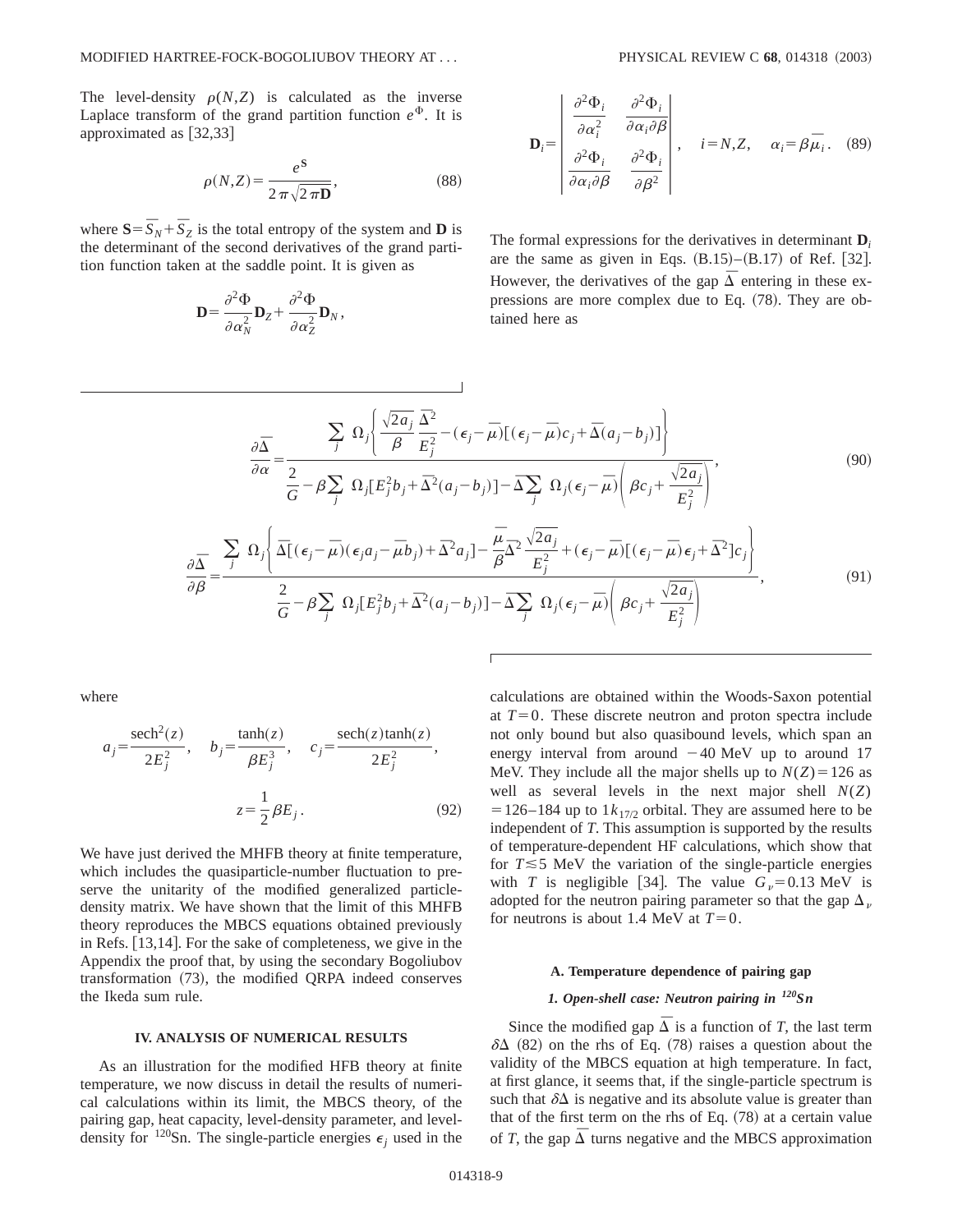The level-density $\rho(N,Z)$ is calculated as the inverse Laplace transform of the grand partition function $e^{\Phi}$. It is approximated as [32,33]

$$\rho(N,Z) = \frac{e^{\mathbf{S}}}{2\pi\sqrt{2\pi\mathbf{D}}}, \tag{88}$$

where $\mathbf{S} = \bar{S}_N + \bar{S}_Z$ is the total entropy of the system and $\mathbf{D}$ is the determinant of the second derivatives of the grand partition function taken at the saddle point. It is given as

$$\mathbf{D} = \frac{\partial^2 \Phi}{\partial \alpha_N^2}\mathbf{D}_Z + \frac{\partial^2 \Phi}{\partial \alpha_Z^2}\mathbf{D}_N,$$

$$\mathbf{D}_i = \begin{vmatrix} \dfrac{\partial^2 \Phi_i}{\partial \alpha_i^2} & \dfrac{\partial^2 \Phi_i}{\partial \alpha_i \partial \beta} \\ \dfrac{\partial^2 \Phi_i}{\partial \alpha_i \partial \beta} & \dfrac{\partial^2 \Phi_i}{\partial \beta^2} \end{vmatrix}, \quad i = N,Z, \quad \alpha_i = \beta\bar{\mu}_i. \tag{89}$$

The formal expressions for the derivatives in determinant $\mathbf{D}_i$ are the same as given in Eqs. (B.15)–(B.17) of Ref. [32]. However, the derivatives of the gap $\bar{\Delta}$ entering in these expressions are more complex due to Eq. (78). They are obtained here as

$$\frac{\partial \bar{\Delta}}{\partial \alpha} = \frac{\sum_j \Omega_j \left\{ \dfrac{\sqrt{2a_j}}{\beta}\dfrac{\bar{\Delta}^2}{E_j^2} - (\epsilon_j - \bar{\mu})[(\epsilon_j - \bar{\mu})c_j + \bar{\Delta}(a_j - b_j)] \right\}}{\dfrac{2}{G} - \beta \sum_j \Omega_j [E_j^2 b_j + \bar{\Delta}^2 (a_j - b_j)] - \bar{\Delta}\sum_j \Omega_j (\epsilon_j - \bar{\mu})\left(\beta c_j + \dfrac{\sqrt{2a_j}}{E_j^2}\right)}, \tag{90}$$

$$\frac{\partial \bar{\Delta}}{\partial \beta} = \frac{\sum_j \Omega_j \left\{ \bar{\Delta}[(\epsilon_j - \bar{\mu})(\epsilon_j a_j - \bar{\mu} b_j) + \bar{\Delta}^2 a_j] - \dfrac{\bar{\mu}}{\beta}\bar{\Delta}^2 \dfrac{\sqrt{2a_j}}{E_j^2} + (\epsilon_j - \bar{\mu})[(\epsilon_j - \bar{\mu})\epsilon_j + \bar{\Delta}^2]c_j \right\}}{\dfrac{2}{G} - \beta \sum_j \Omega_j [E_j^2 b_j + \bar{\Delta}^2 (a_j - b_j)] - \bar{\Delta}\sum_j \Omega_j (\epsilon_j - \bar{\mu})\left(\beta c_j + \dfrac{\sqrt{2a_j}}{E_j^2}\right)}, \tag{91}$$

where

$$a_j = \frac{\mathrm{sech}^2(z)}{2E_j^2}, \quad b_j = \frac{\tanh(z)}{\beta E_j^3}, \quad c_j = \frac{\mathrm{sech}(z)\tanh(z)}{2E_j^2},$$

$$z = \frac{1}{2}\beta E_j. \tag{92}$$

We have just derived the MHFB theory at finite temperature, which includes the quasiparticle-number fluctuation to preserve the unitarity of the modified generalized particle-density matrix. We have shown that the limit of this MHFB theory reproduces the MBCS equations obtained previously in Refs. [13,14]. For the sake of completeness, we give in the Appendix the proof that, by using the secondary Bogoliubov transformation (73), the modified QRPA indeed conserves the Ikeda sum rule.

## IV. ANALYSIS OF NUMERICAL RESULTS

As an illustration for the modified HFB theory at finite temperature, we now discuss in detail the results of numerical calculations within its limit, the MBCS theory, of the pairing gap, heat capacity, level-density parameter, and level-density for $^{120}$Sn. The single-particle energies $\epsilon_j$ used in the calculations are obtained within the Woods-Saxon potential at $T=0$. These discrete neutron and proton spectra include not only bound but also quasibound levels, which span an energy interval from around $-40$ MeV up to around 17 MeV. They include all the major shells up to $N(Z)=126$ as well as several levels in the next major shell $N(Z) = 126$–$184$ up to $1k_{17/2}$ orbital. They are assumed here to be independent of $T$. This assumption is supported by the results of temperature-dependent HF calculations, which show that for $T \lesssim 5$ MeV the variation of the single-particle energies with $T$ is negligible [34]. The value $G_\nu = 0.13$ MeV is adopted for the neutron pairing parameter so that the gap $\Delta_\nu$ for neutrons is about 1.4 MeV at $T=0$.

### A. Temperature dependence of pairing gap

#### *1. Open-shell case: Neutron pairing in $^{120}$Sn*

Since the modified gap $\bar{\Delta}$ is a function of $T$, the last term $\delta\Delta$ (82) on the rhs of Eq. (78) raises a question about the validity of the MBCS equation at high temperature. In fact, at first glance, it seems that, if the single-particle spectrum is such that $\delta\Delta$ is negative and its absolute value is greater than that of the first term on the rhs of Eq. (78) at a certain value of $T$, the gap $\bar{\Delta}$ turns negative and the MBCS approximation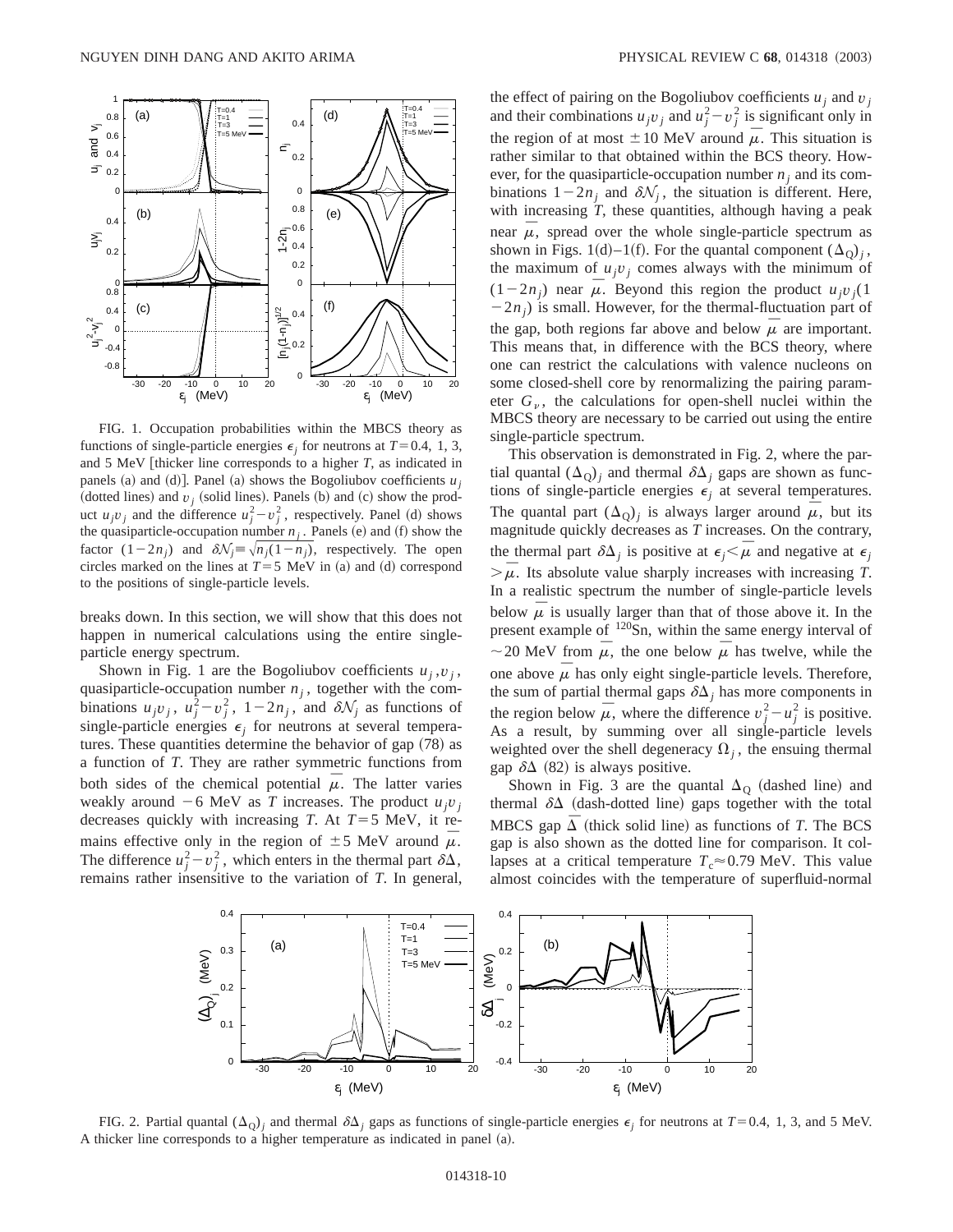FIG. 1. Occupation probabilities within the MBCS theory as functions of single-particle energies $\epsilon_j$ for neutrons at $T=0.4$, 1, 3, and 5 MeV [thicker line corresponds to a higher $T$, as indicated in panels (a) and (d)]. Panel (a) shows the Bogoliubov coefficients $u_j$ (dotted lines) and $v_j$ (solid lines). Panels (b) and (c) show the product $u_j v_j$ and the difference $u_j^2 - v_j^2$, respectively. Panel (d) shows the quasiparticle-occupation number $n_j$. Panels (e) and (f) show the factor $(1-2n_j)$ and $\delta\mathcal{N}_j \equiv \sqrt{n_j(1-n_j)}$, respectively. The open circles marked on the lines at $T=5$ MeV in (a) and (d) correspond to the positions of single-particle levels.

breaks down. In this section, we will show that this does not happen in numerical calculations using the entire single-particle energy spectrum.

Shown in Fig. 1 are the Bogoliubov coefficients $u_j, v_j$, quasiparticle-occupation number $n_j$, together with the combinations $u_j v_j$, $u_j^2 - v_j^2$, $1-2n_j$, and $\delta\mathcal{N}_j$ as functions of single-particle energies $\epsilon_j$ for neutrons at several temperatures. These quantities determine the behavior of gap (78) as a function of $T$. They are rather symmetric functions from both sides of the chemical potential $\bar{\mu}$. The latter varies weakly around $-6$ MeV as $T$ increases. The product $u_j v_j$ decreases quickly with increasing $T$. At $T=5$ MeV, it remains effective only in the region of $\pm 5$ MeV around $\bar{\mu}$. The difference $u_j^2 - v_j^2$, which enters in the thermal part $\delta\Delta$, remains rather insensitive to the variation of $T$. In general, the effect of pairing on the Bogoliubov coefficients $u_j$ and $v_j$ and their combinations $u_j v_j$ and $u_j^2 - v_j^2$ is significant only in the region of at most $\pm 10$ MeV around $\bar{\mu}$. This situation is rather similar to that obtained within the BCS theory. However, for the quasiparticle-occupation number $n_j$ and its combinations $1-2n_j$ and $\delta\mathcal{N}_j$, the situation is different. Here, with increasing $T$, these quantities, although having a peak near $\bar{\mu}$, spread over the whole single-particle spectrum as shown in Figs. 1(d)–1(f). For the quantal component $(\Delta_Q)_j$, the maximum of $u_j v_j$ comes always with the minimum of $(1-2n_j)$ near $\bar{\mu}$. Beyond this region the product $u_j v_j(1-2n_j)$ is small. However, for the thermal-fluctuation part of the gap, both regions far above and below $\bar{\mu}$ are important. This means that, in difference with the BCS theory, where one can restrict the calculations with valence nucleons on some closed-shell core by renormalizing the pairing parameter $G_\nu$, the calculations for open-shell nuclei within the MBCS theory are necessary to be carried out using the entire single-particle spectrum.

This observation is demonstrated in Fig. 2, where the partial quantal $(\Delta_Q)_j$ and thermal $\delta\Delta_j$ gaps are shown as functions of single-particle energies $\epsilon_j$ at several temperatures. The quantal part $(\Delta_Q)_j$ is always larger around $\bar{\mu}$, but its magnitude quickly decreases as $T$ increases. On the contrary, the thermal part $\delta\Delta_j$ is positive at $\epsilon_j < \bar{\mu}$ and negative at $\epsilon_j > \bar{\mu}$. Its absolute value sharply increases with increasing $T$. In a realistic spectrum the number of single-particle levels below $\bar{\mu}$ is usually larger than that of those above it. In the present example of $^{120}$Sn, within the same energy interval of $\sim 20$ MeV from $\bar{\mu}$, the one below $\bar{\mu}$ has twelve, while the one above $\bar{\mu}$ has only eight single-particle levels. Therefore, the sum of partial thermal gaps $\delta\Delta_j$ has more components in the region below $\bar{\mu}$, where the difference $v_j^2 - u_j^2$ is positive. As a result, by summing over all single-particle levels weighted over the shell degeneracy $\Omega_j$, the ensuing thermal gap $\delta\Delta$ (82) is always positive.

Shown in Fig. 3 are the quantal $\Delta_Q$ (dashed line) and thermal $\delta\Delta$ (dash-dotted line) gaps together with the total MBCS gap $\bar{\Delta}$ (thick solid line) as functions of $T$. The BCS gap is also shown as the dotted line for comparison. It collapses at a critical temperature $T_c \approx 0.79$ MeV. This value almost coincides with the temperature of superfluid-normal

FIG. 2. Partial quantal $(\Delta_Q)_j$ and thermal $\delta\Delta_j$ gaps as functions of single-particle energies $\epsilon_j$ for neutrons at $T=0.4$, 1, 3, and 5 MeV. A thicker line corresponds to a higher temperature as indicated in panel (a).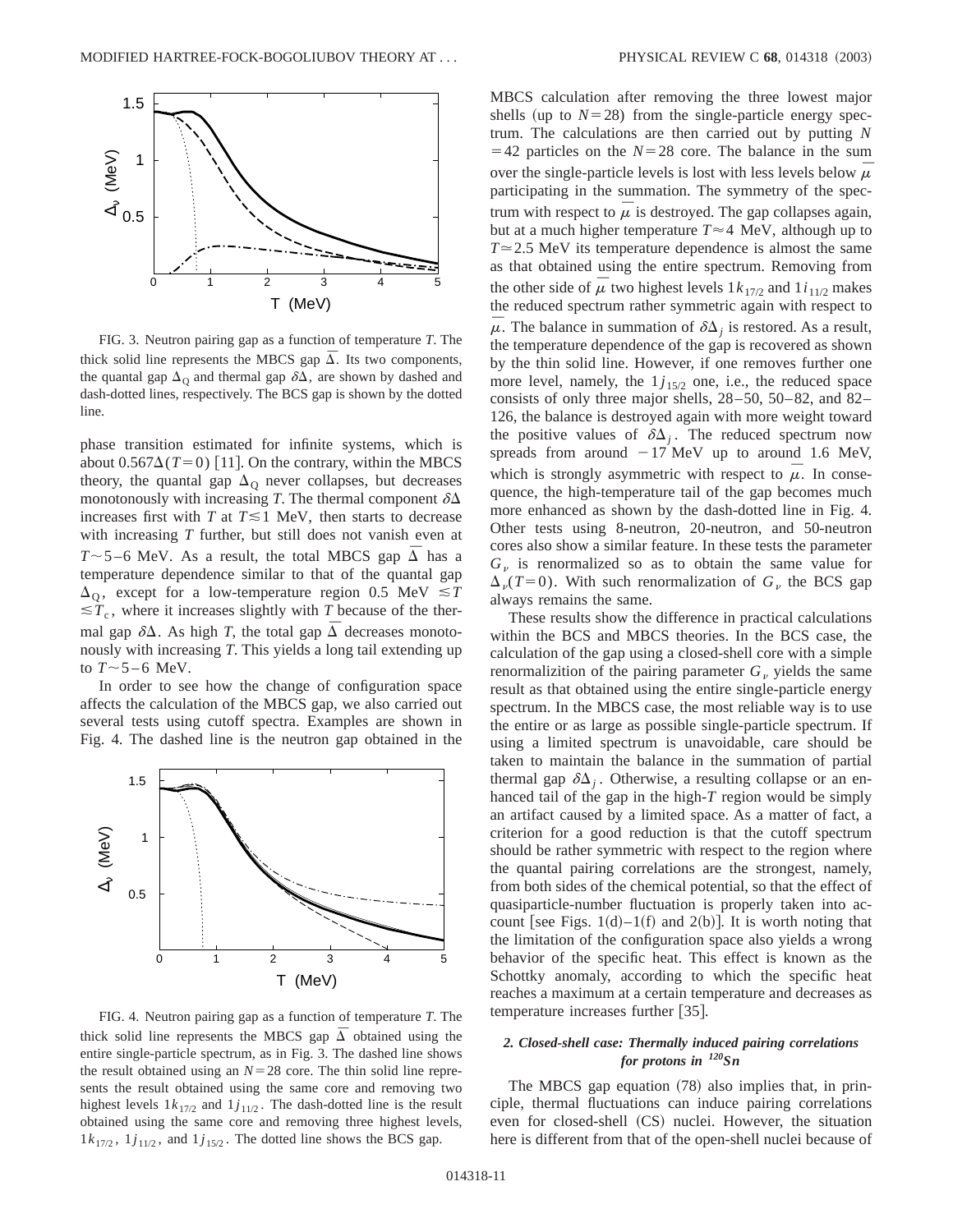FIG. 3. Neutron pairing gap as a function of temperature $T$. The thick solid line represents the MBCS gap $\bar{\Delta}$. Its two components, the quantal gap $\Delta_{\rm Q}$ and thermal gap $\delta\Delta$, are shown by dashed and dash-dotted lines, respectively. The BCS gap is shown by the dotted line.

phase transition estimated for infinite systems, which is about $0.567\Delta(T=0)$ [11]. On the contrary, within the MBCS theory, the quantal gap $\Delta_{\rm Q}$ never collapses, but decreases monotonously with increasing $T$. The thermal component $\delta\Delta$ increases first with $T$ at $T \lesssim 1$ MeV, then starts to decrease with increasing $T$ further, but still does not vanish even at $T \sim 5$–6 MeV. As a result, the total MBCS gap $\bar{\Delta}$ has a temperature dependence similar to that of the quantal gap $\Delta_{\rm Q}$, except for a low-temperature region 0.5 MeV $\lesssim T \lesssim T_c$, where it increases slightly with $T$ because of the thermal gap $\delta\Delta$. As high $T$, the total gap $\bar{\Delta}$ decreases monotonously with increasing $T$. This yields a long tail extending up to $T \sim 5$–6 MeV.

In order to see how the change of configuration space affects the calculation of the MBCS gap, we also carried out several tests using cutoff spectra. Examples are shown in Fig. 4. The dashed line is the neutron gap obtained in the MBCS calculation after removing the three lowest major shells (up to $N=28$) from the single-particle energy spectrum. The calculations are then carried out by putting $N=42$ particles on the $N=28$ core. The balance in the sum over the single-particle levels is lost with less levels below $\bar{\mu}$ participating in the summation. The symmetry of the spectrum with respect to $\bar{\mu}$ is destroyed. The gap collapses again, but at a much higher temperature $T \approx 4$ MeV, although up to $T \simeq 2.5$ MeV its temperature dependence is almost the same as that obtained using the entire spectrum. Removing from the other side of $\bar{\mu}$ two highest levels $1k_{17/2}$ and $1i_{11/2}$ makes the reduced spectrum rather symmetric again with respect to $\bar{\mu}$. The balance in summation of $\delta\Delta_j$ is restored. As a result, the temperature dependence of the gap is recovered as shown by the thin solid line. However, if one removes further one more level, namely, the $1j_{15/2}$ one, i.e., the reduced space consists of only three major shells, 28–50, 50–82, and 82–126, the balance is destroyed again with more weight toward the positive values of $\delta\Delta_j$. The reduced spectrum now spreads from around $-17$ MeV up to around 1.6 MeV, which is strongly asymmetric with respect to $\bar{\mu}$. In consequence, the high-temperature tail of the gap becomes much more enhanced as shown by the dash-dotted line in Fig. 4. Other tests using 8-neutron, 20-neutron, and 50-neutron cores also show a similar feature. In these tests the parameter $G_\nu$ is renormalized so as to obtain the same value for $\Delta_\nu(T=0)$. With such renormalization of $G_\nu$ the BCS gap always remains the same.

FIG. 4. Neutron pairing gap as a function of temperature $T$. The thick solid line represents the MBCS gap $\bar{\Delta}$ obtained using the entire single-particle spectrum, as in Fig. 3. The dashed line shows the result obtained using an $N=28$ core. The thin solid line represents the result obtained using the same core and removing two highest levels $1k_{17/2}$ and $1j_{11/2}$. The dash-dotted line is the result obtained using the same core and removing three highest levels, $1k_{17/2}$, $1j_{11/2}$, and $1j_{15/2}$. The dotted line shows the BCS gap.

These results show the difference in practical calculations within the BCS and MBCS theories. In the BCS case, the calculation of the gap using a closed-shell core with a simple renormalizition of the pairing parameter $G_\nu$ yields the same result as that obtained using the entire single-particle energy spectrum. In the MBCS case, the most reliable way is to use the entire or as large as possible single-particle spectrum. If using a limited spectrum is unavoidable, care should be taken to maintain the balance in the summation of partial thermal gap $\delta\Delta_j$. Otherwise, a resulting collapse or an enhanced tail of the gap in the high-$T$ region would be simply an artifact caused by a limited space. As a matter of fact, a criterion for a good reduction is that the cutoff spectrum should be rather symmetric with respect to the region where the quantal pairing correlations are the strongest, namely, from both sides of the chemical potential, so that the effect of quasiparticle-number fluctuation is properly taken into account [see Figs. 1(d)–1(f) and 2(b)]. It is worth noting that the limitation of the configuration space also yields a wrong behavior of the specific heat. This effect is known as the Schottky anomaly, according to which the specific heat reaches a maximum at a certain temperature and decreases as temperature increases further [35].

### *2. Closed-shell case: Thermally induced pairing correlations for protons in $^{120}$Sn*

The MBCS gap equation (78) also implies that, in principle, thermal fluctuations can induce pairing correlations even for closed-shell (CS) nuclei. However, the situation here is different from that of the open-shell nuclei because of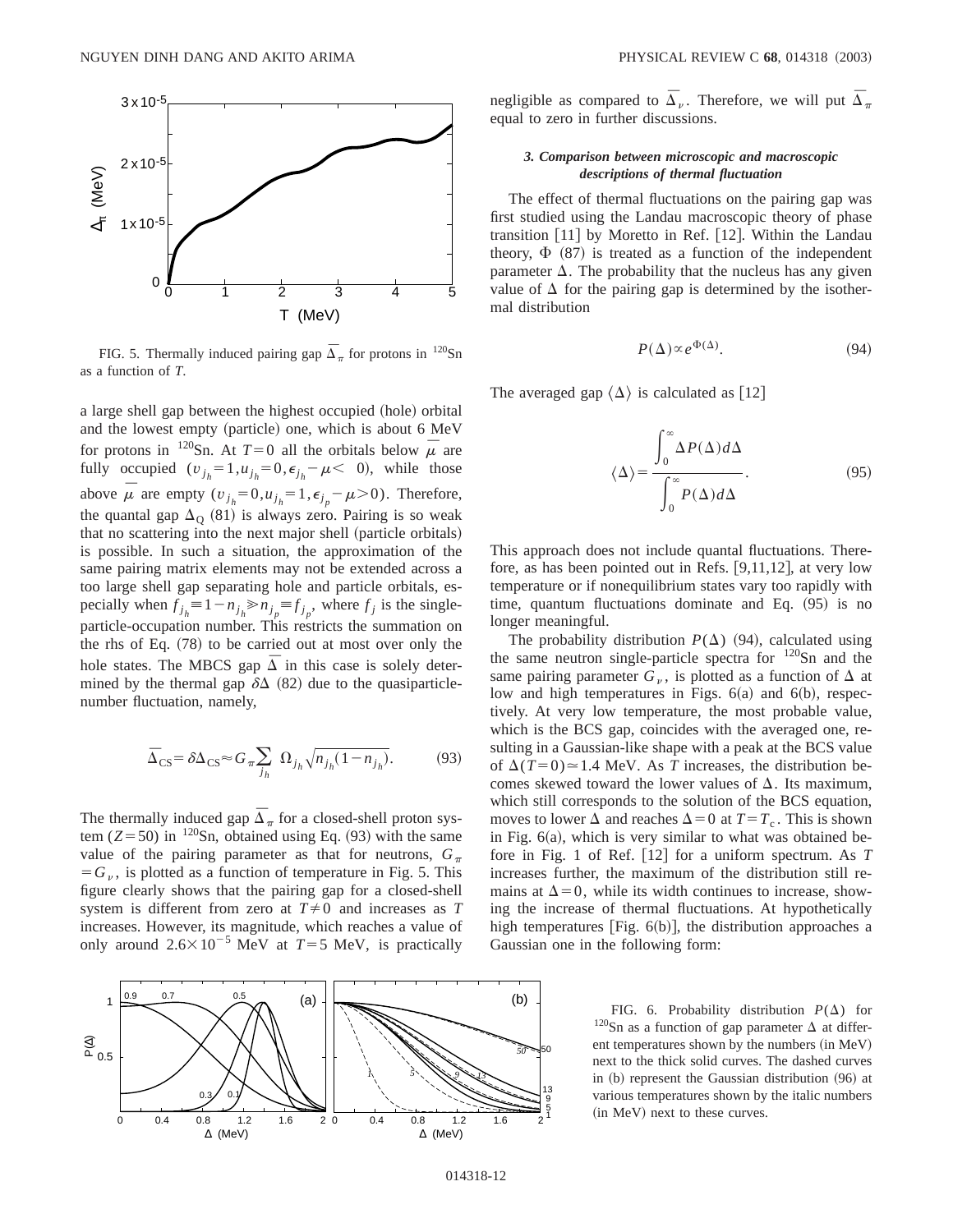FIG. 5. Thermally induced pairing gap $\bar{\Delta}_\pi$ for protons in $^{120}$Sn as a function of $T$.

a large shell gap between the highest occupied (hole) orbital and the lowest empty (particle) one, which is about 6 MeV for protons in $^{120}$Sn. At $T=0$ all the orbitals below $\bar{\mu}$ are fully occupied ($v_{j_h}=1, u_{j_h}=0, \epsilon_{j_h}-\mu<0$), while those above $\bar{\mu}$ are empty ($v_{j_h}=0, u_{j_h}=1, \epsilon_{j_p}-\mu>0$). Therefore, the quantal gap $\Delta_{\rm Q}$ (81) is always zero. Pairing is so weak that no scattering into the next major shell (particle orbitals) is possible. In such a situation, the approximation of the same pairing matrix elements may not be extended across a too large shell gap separating hole and particle orbitals, especially when $f_{j_h} \equiv 1-n_{j_h} \gg n_{j_p} \equiv f_{j_p}$, where $f_j$ is the single-particle-occupation number. This restricts the summation on the rhs of Eq. (78) to be carried out at most over only the hole states. The MBCS gap $\bar{\Delta}$ in this case is solely determined by the thermal gap $\delta\Delta$ (82) due to the quasiparticle-number fluctuation, namely,

$$\bar{\Delta}_{\rm CS} = \delta\Delta_{\rm CS} \approx G_\pi \sum_{j_h} \Omega_{j_h} \sqrt{n_{j_h}(1-n_{j_h})}. \tag{93}$$

The thermally induced gap $\bar{\Delta}_\pi$ for a closed-shell proton system ($Z=50$) in $^{120}$Sn, obtained using Eq. (93) with the same value of the pairing parameter as that for neutrons, $G_\pi = G_\nu$, is plotted as a function of temperature in Fig. 5. This figure clearly shows that the pairing gap for a closed-shell system is different from zero at $T\neq 0$ and increases as $T$ increases. However, its magnitude, which reaches a value of only around $2.6\times 10^{-5}$ MeV at $T=5$ MeV, is practically negligible as compared to $\bar{\Delta}_\nu$. Therefore, we will put $\bar{\Delta}_\pi$ equal to zero in further discussions.

### 3. Comparison between microscopic and macroscopic descriptions of thermal fluctuation

The effect of thermal fluctuations on the pairing gap was first studied using the Landau macroscopic theory of phase transition [11] by Moretto in Ref. [12]. Within the Landau theory, $\Phi$ (87) is treated as a function of the independent parameter $\Delta$. The probability that the nucleus has any given value of $\Delta$ for the pairing gap is determined by the isothermal distribution

$$P(\Delta) \propto e^{\Phi(\Delta)}. \tag{94}$$

The averaged gap $\langle\Delta\rangle$ is calculated as [12]

$$\langle\Delta\rangle = \frac{\int_0^\infty \Delta P(\Delta) d\Delta}{\int_0^\infty P(\Delta) d\Delta}. \tag{95}$$

This approach does not include quantal fluctuations. Therefore, as has been pointed out in Refs. [9,11,12], at very low temperature or if nonequilibrium states vary too rapidly with time, quantum fluctuations dominate and Eq. (95) is no longer meaningful.

The probability distribution $P(\Delta)$ (94), calculated using the same neutron single-particle spectra for $^{120}$Sn and the same pairing parameter $G_\nu$, is plotted as a function of $\Delta$ at low and high temperatures in Figs. 6(a) and 6(b), respectively. At very low temperature, the most probable value, which is the BCS gap, coincides with the averaged one, resulting in a Gaussian-like shape with a peak at the BCS value of $\Delta(T=0)\simeq 1.4$ MeV. As $T$ increases, the distribution becomes skewed toward the lower values of $\Delta$. Its maximum, which still corresponds to the solution of the BCS equation, moves to lower $\Delta$ and reaches $\Delta=0$ at $T=T_c$. This is shown in Fig. 6(a), which is very similar to what was obtained before in Fig. 1 of Ref. [12] for a uniform spectrum. As $T$ increases further, the maximum of the distribution still remains at $\Delta=0$, while its width continues to increase, showing the increase of thermal fluctuations. At hypothetically high temperatures [Fig. 6(b)], the distribution approaches a Gaussian one in the following form:

FIG. 6. Probability distribution $P(\Delta)$ for $^{120}$Sn as a function of gap parameter $\Delta$ at different temperatures shown by the numbers (in MeV) next to the thick solid curves. The dashed curves in (b) represent the Gaussian distribution (96) at various temperatures shown by the italic numbers (in MeV) next to these curves.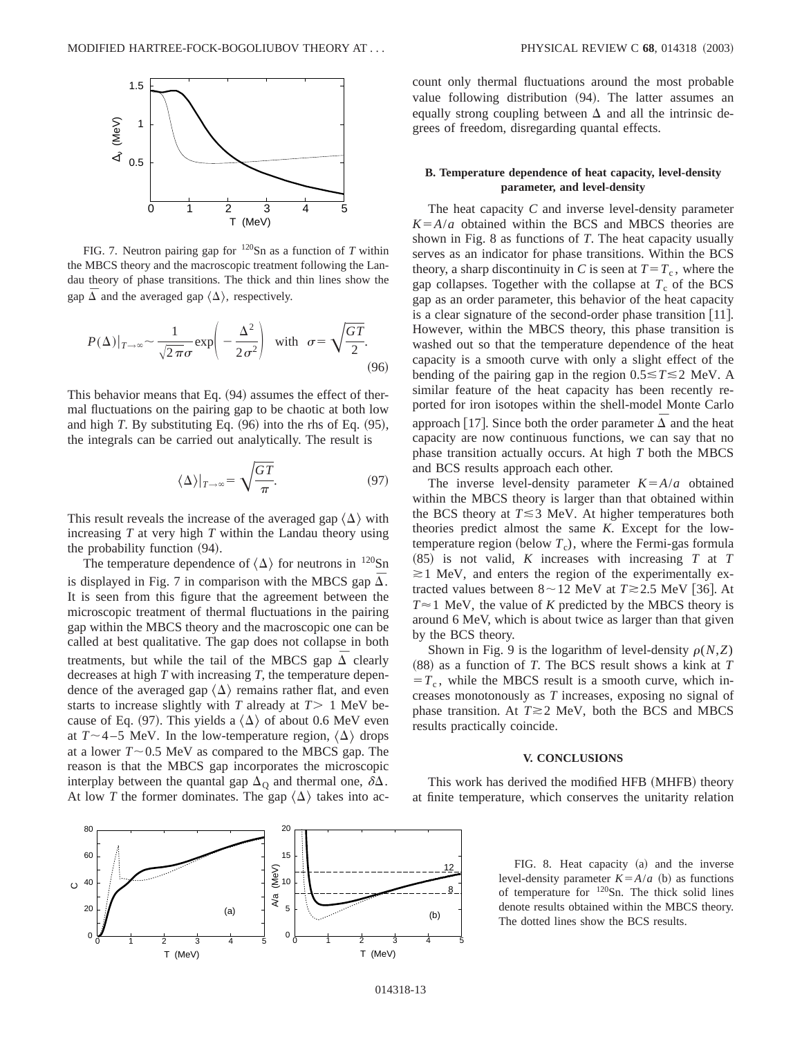FIG. 7. Neutron pairing gap for $^{120}$Sn as a function of $T$ within the MBCS theory and the macroscopic treatment following the Landau theory of phase transitions. The thick and thin lines show the gap $\bar{\Delta}$ and the averaged gap $\langle\Delta\rangle$, respectively.

$$P(\Delta)|_{T\to\infty} \sim \frac{1}{\sqrt{2\pi}\sigma}\exp\left(-\frac{\Delta^2}{2\sigma^2}\right) \quad \text{with} \quad \sigma = \sqrt{\frac{GT}{2}}. \tag{96}$$

This behavior means that Eq. (94) assumes the effect of thermal fluctuations on the pairing gap to be chaotic at both low and high $T$. By substituting Eq. (96) into the rhs of Eq. (95), the integrals can be carried out analytically. The result is

$$\langle\Delta\rangle|_{T\to\infty} = \sqrt{\frac{GT}{\pi}}. \tag{97}$$

This result reveals the increase of the averaged gap $\langle\Delta\rangle$ with increasing $T$ at very high $T$ within the Landau theory using the probability function (94).

The temperature dependence of $\langle\Delta\rangle$ for neutrons in $^{120}$Sn is displayed in Fig. 7 in comparison with the MBCS gap $\bar{\Delta}$. It is seen from this figure that the agreement between the microscopic treatment of thermal fluctuations in the pairing gap within the MBCS theory and the macroscopic one can be called at best qualitative. The gap does not collapse in both treatments, but while the tail of the MBCS gap $\bar{\Delta}$ clearly decreases at high $T$ with increasing $T$, the temperature dependence of the averaged gap $\langle\Delta\rangle$ remains rather flat, and even starts to increase slightly with $T$ already at $T>1$ MeV because of Eq. (97). This yields a $\langle\Delta\rangle$ of about 0.6 MeV even at $T\sim 4$–5 MeV. In the low-temperature region, $\langle\Delta\rangle$ drops at a lower $T\sim 0.5$ MeV as compared to the MBCS gap. The reason is that the MBCS gap incorporates the microscopic interplay between the quantal gap $\Delta_{\rm Q}$ and thermal one, $\delta\Delta$. At low $T$ the former dominates. The gap $\langle\Delta\rangle$ takes into account only thermal fluctuations around the most probable value following distribution (94). The latter assumes an equally strong coupling between $\Delta$ and all the intrinsic degrees of freedom, disregarding quantal effects.

### B. Temperature dependence of heat capacity, level-density parameter, and level-density

The heat capacity $C$ and inverse level-density parameter $K=A/a$ obtained within the BCS and MBCS theories are shown in Fig. 8 as functions of $T$. The heat capacity usually serves as an indicator for phase transitions. Within the BCS theory, a sharp discontinuity in $C$ is seen at $T=T_{\rm c}$, where the gap collapses. Together with the collapse at $T_{\rm c}$ of the BCS gap as an order parameter, this behavior of the heat capacity is a clear signature of the second-order phase transition [11]. However, within the MBCS theory, this phase transition is washed out so that the temperature dependence of the heat capacity is a smooth curve with only a slight effect of the bending of the pairing gap in the region $0.5\lesssim T\lesssim 2$ MeV. A similar feature of the heat capacity has been recently reported for iron isotopes within the shell-model Monte Carlo approach [17]. Since both the order parameter $\bar{\Delta}$ and the heat capacity are now continuous functions, we can say that no phase transition actually occurs. At high $T$ both the MBCS and BCS results approach each other.

The inverse level-density parameter $K=A/a$ obtained within the MBCS theory is larger than that obtained within the BCS theory at $T\lesssim 3$ MeV. At higher temperatures both theories predict almost the same $K$. Except for the low-temperature region (below $T_{\rm c}$), where the Fermi-gas formula (85) is not valid, $K$ increases with increasing $T$ at $T\gtrsim 1$ MeV, and enters the region of the experimentally extracted values between $8\sim 12$ MeV at $T\gtrsim 2.5$ MeV [36]. At $T\approx 1$ MeV, the value of $K$ predicted by the MBCS theory is around 6 MeV, which is about twice as larger than that given by the BCS theory.

Shown in Fig. 9 is the logarithm of level-density $\rho(N,Z)$ (88) as a function of $T$. The BCS result shows a kink at $T=T_{\rm c}$, while the MBCS result is a smooth curve, which increases monotonously as $T$ increases, exposing no signal of phase transition. At $T\gtrsim 2$ MeV, both the BCS and MBCS results practically coincide.

## V. CONCLUSIONS

This work has derived the modified HFB (MHFB) theory at finite temperature, which conserves the unitarity relation

FIG. 8. Heat capacity (a) and the inverse level-density parameter $K=A/a$ (b) as functions of temperature for $^{120}$Sn. The thick solid lines denote results obtained within the MBCS theory. The dotted lines show the BCS results.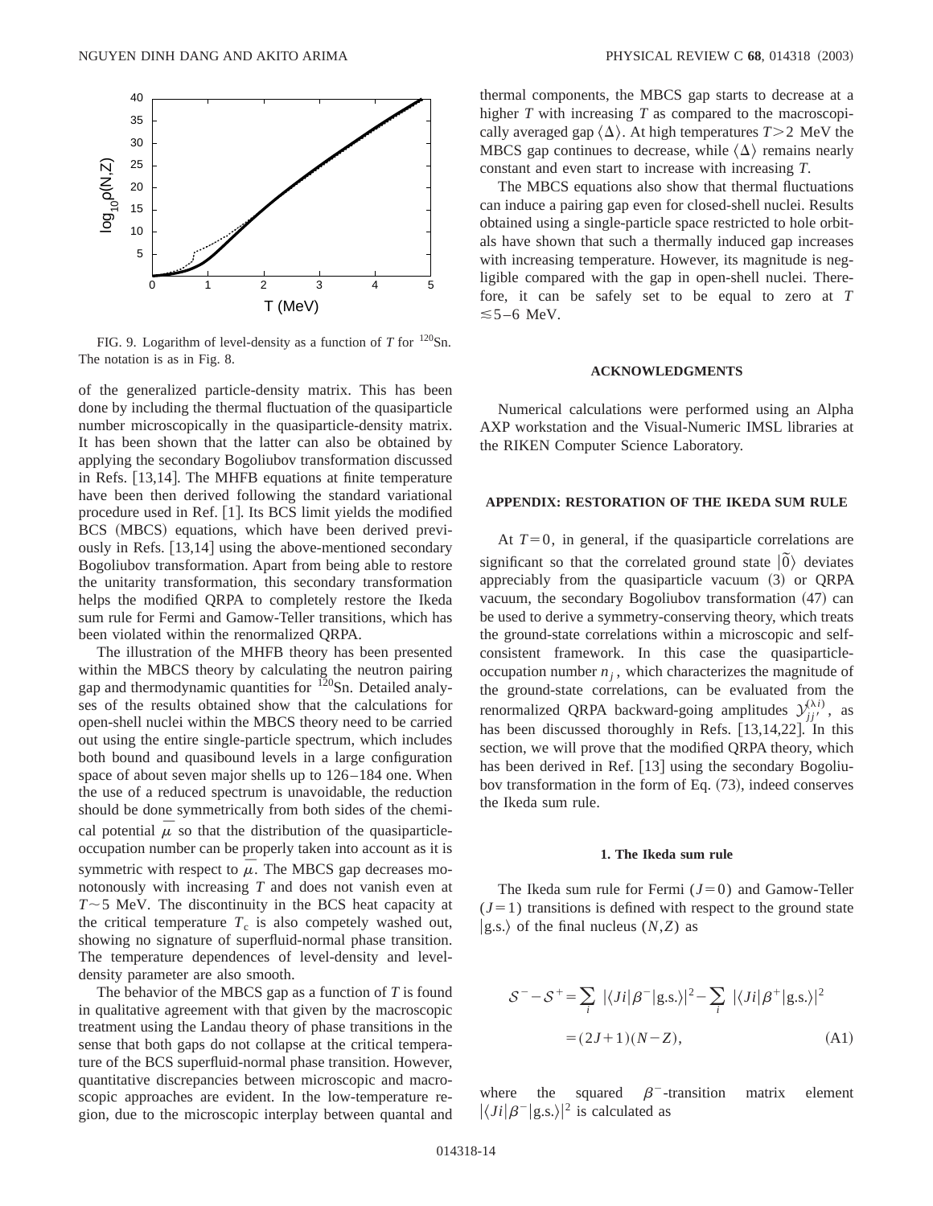FIG. 9. Logarithm of level-density as a function of $T$ for $^{120}$Sn. The notation is as in Fig. 8.

of the generalized particle-density matrix. This has been done by including the thermal fluctuation of the quasiparticle number microscopically in the quasiparticle-density matrix. It has been shown that the latter can also be obtained by applying the secondary Bogoliubov transformation discussed in Refs. [13,14]. The MHFB equations at finite temperature have been then derived following the standard variational procedure used in Ref. [1]. Its BCS limit yields the modified BCS (MBCS) equations, which have been derived previously in Refs. [13,14] using the above-mentioned secondary Bogoliubov transformation. Apart from being able to restore the unitarity transformation, this secondary transformation helps the modified QRPA to completely restore the Ikeda sum rule for Fermi and Gamow-Teller transitions, which has been violated within the renormalized QRPA.

The illustration of the MHFB theory has been presented within the MBCS theory by calculating the neutron pairing gap and thermodynamic quantities for $^{120}$Sn. Detailed analyses of the results obtained show that the calculations for open-shell nuclei within the MBCS theory need to be carried out using the entire single-particle spectrum, which includes both bound and quasibound levels in a large configuration space of about seven major shells up to 126–184 one. When the use of a reduced spectrum is unavoidable, the reduction should be done symmetrically from both sides of the chemical potential $\bar{\mu}$ so that the distribution of the quasiparticle-occupation number can be properly taken into account as it is symmetric with respect to $\bar{\mu}$. The MBCS gap decreases monotonously with increasing $T$ and does not vanish even at $T \sim 5$ MeV. The discontinuity in the BCS heat capacity at the critical temperature $T_c$ is also competely washed out, showing no signature of superfluid-normal phase transition. The temperature dependences of level-density and level-density parameter are also smooth.

The behavior of the MBCS gap as a function of $T$ is found in qualitative agreement with that given by the macroscopic treatment using the Landau theory of phase transitions in the sense that both gaps do not collapse at the critical temperature of the BCS superfluid-normal phase transition. However, quantitative discrepancies between microscopic and macroscopic approaches are evident. In the low-temperature region, due to the microscopic interplay between quantal and thermal components, the MBCS gap starts to decrease at a higher $T$ with increasing $T$ as compared to the macroscopically averaged gap $\langle \Delta \rangle$. At high temperatures $T > 2$ MeV the MBCS gap continues to decrease, while $\langle \Delta \rangle$ remains nearly constant and even start to increase with increasing $T$.

The MBCS equations also show that thermal fluctuations can induce a pairing gap even for closed-shell nuclei. Results obtained using a single-particle space restricted to hole orbitals have shown that such a thermally induced gap increases with increasing temperature. However, its magnitude is negligible compared with the gap in open-shell nuclei. Therefore, it can be safely set to be equal to zero at $T \lesssim 5$–$6$ MeV.

#### ACKNOWLEDGMENTS

Numerical calculations were performed using an Alpha AXP workstation and the Visual-Numeric IMSL libraries at the RIKEN Computer Science Laboratory.

#### APPENDIX: RESTORATION OF THE IKEDA SUM RULE

At $T=0$, in general, if the quasiparticle correlations are significant so that the correlated ground state $|\tilde{0}\rangle$ deviates appreciably from the quasiparticle vacuum (3) or QRPA vacuum, the secondary Bogoliubov transformation (47) can be used to derive a symmetry-conserving theory, which treats the ground-state correlations within a microscopic and self-consistent framework. In this case the quasiparticle-occupation number $n_j$, which characterizes the magnitude of the ground-state correlations, can be evaluated from the renormalized QRPA backward-going amplitudes $\mathcal{Y}_{jj'}^{(\lambda i)}$, as has been discussed thoroughly in Refs. [13,14,22]. In this section, we will prove that the modified QRPA theory, which has been derived in Ref. [13] using the secondary Bogoliubov transformation in the form of Eq. (73), indeed conserves the Ikeda sum rule.

##### 1. The Ikeda sum rule

The Ikeda sum rule for Fermi ($J=0$) and Gamow-Teller ($J=1$) transitions is defined with respect to the ground state $|\text{g.s.}\rangle$ of the final nucleus $(N,Z)$ as

$$
\begin{aligned}
\mathcal{S}^{-} - \mathcal{S}^{+} &= \sum_i |\langle Ji|\beta^{-}|\text{g.s.}\rangle|^2 - \sum_i |\langle Ji|\beta^{+}|\text{g.s.}\rangle|^2 \\
&= (2J+1)(N-Z),
\end{aligned}
\tag{A1}
$$

where the squared $\beta^{-}$-transition matrix element $|\langle Ji|\beta^{-}|\text{g.s.}\rangle|^2$ is calculated as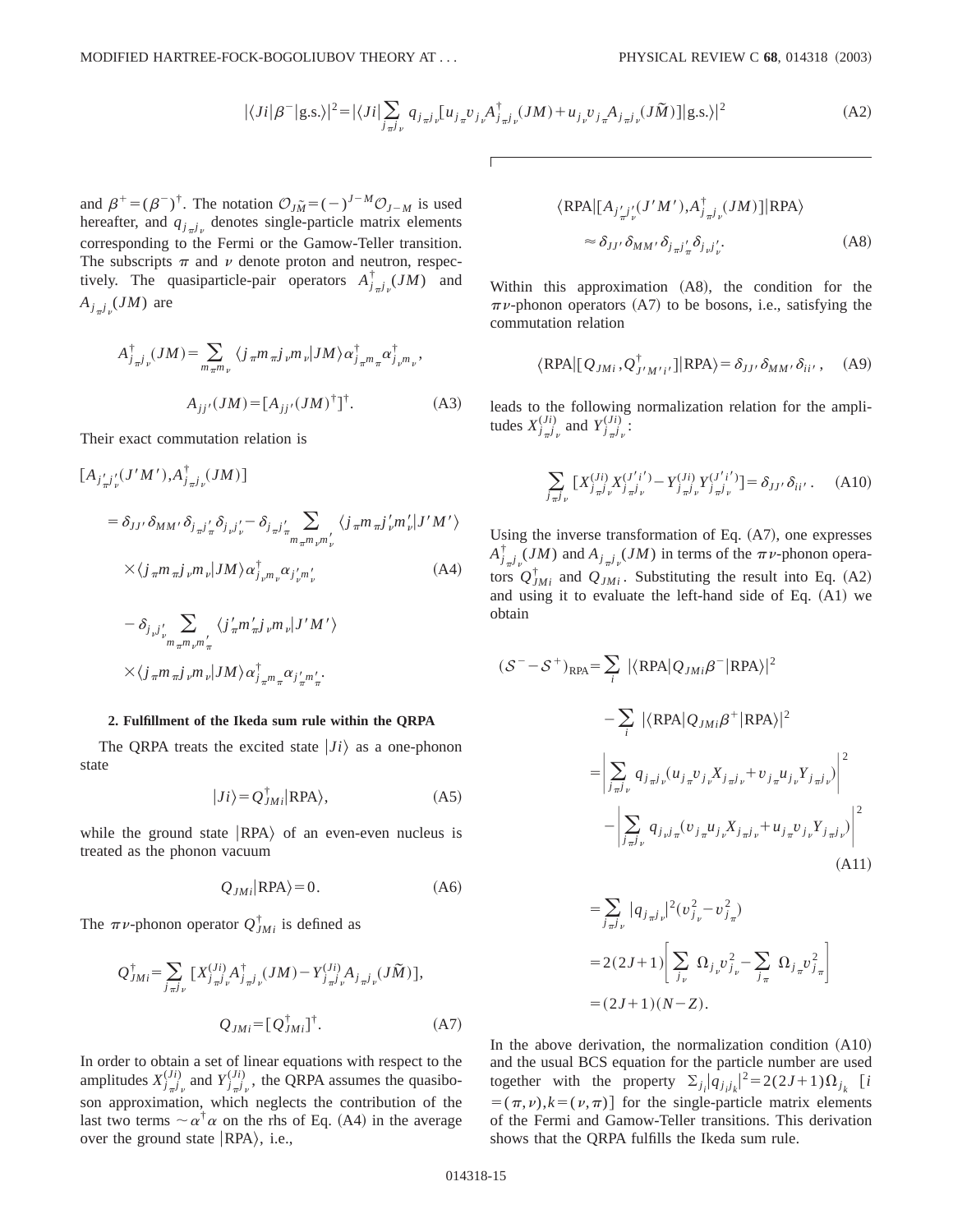$$|\langle Ji|\beta^-|\text{g.s.}\rangle|^2 = |\langle Ji|\sum_{j_\pi j_\nu} q_{j_\pi j_\nu}[u_{j_\pi}v_{j_\nu}A^\dagger_{j_\pi j_\nu}(JM) + u_{j_\nu}v_{j_\pi}A_{j_\pi j_\nu}(J\widetilde{M})]|\text{g.s.}\rangle|^2 \tag{A2}$$

and $\beta^+ = (\beta^-)^\dagger$. The notation $\mathcal{O}_{J\widetilde{M}} = (-)^{J-M}\mathcal{O}_{J-M}$ is used hereafter, and $q_{j_\pi j_\nu}$ denotes single-particle matrix elements corresponding to the Fermi or the Gamow-Teller transition. The subscripts $\pi$ and $\nu$ denote proton and neutron, respectively. The quasiparticle-pair operators $A^\dagger_{j_\pi j_\nu}(JM)$ and $A_{j_\pi j_\nu}(JM)$ are

$$A^\dagger_{j_\pi j_\nu}(JM) = \sum_{m_\pi m_\nu} \langle j_\pi m_\pi j_\nu m_\nu | JM\rangle \alpha^\dagger_{j_\pi m_\pi}\alpha^\dagger_{j_\nu m_\nu},$$

$$A_{jj'}(JM) = [A_{jj'}(JM)^\dagger]^\dagger. \tag{A3}$$

Their exact commutation relation is

$$\begin{aligned}
[A_{j'_\pi j'_\nu}(J'M'), A^\dagger_{j_\pi j_\nu}(JM)] &= \delta_{JJ'}\delta_{MM'}\delta_{j_\pi j'_\pi}\delta_{j_\nu j'_\nu} - \delta_{j_\pi j'_\pi}\sum_{m_\pi m_\nu m'_\nu}\langle j_\pi m_\pi j'_\nu m'_\nu|J'M'\rangle \\
&\quad\times\langle j_\pi m_\pi j_\nu m_\nu|JM\rangle \alpha^\dagger_{j_\nu m_\nu}\alpha_{j'_\nu m'_\nu} \\
&\quad - \delta_{j_\nu j'_\nu}\sum_{m_\pi m_\nu m'_\pi}\langle j'_\pi m'_\pi j_\nu m_\nu|J'M'\rangle \\
&\quad\times\langle j_\pi m_\pi j_\nu m_\nu|JM\rangle \alpha^\dagger_{j_\pi m_\pi}\alpha_{j'_\pi m'_\pi}.
\end{aligned} \tag{A4}$$

### 2. Fulfillment of the Ikeda sum rule within the QRPA

The QRPA treats the excited state $|Ji\rangle$ as a one-phonon state

$$|Ji\rangle = Q^\dagger_{JMi}|\text{RPA}\rangle, \tag{A5}$$

while the ground state $|\text{RPA}\rangle$ of an even-even nucleus is treated as the phonon vacuum

$$Q_{JMi}|\text{RPA}\rangle = 0. \tag{A6}$$

The $\pi\nu$-phonon operator $Q^\dagger_{JMi}$ is defined as

$$Q^\dagger_{JMi} = \sum_{j_\pi j_\nu}[X^{(Ji)}_{j_\pi j_\nu}A^\dagger_{j_\pi j_\nu}(JM) - Y^{(Ji)}_{j_\pi j_\nu}A_{j_\pi j_\nu}(J\widetilde{M})],$$

$$Q_{JMi} = [Q^\dagger_{JMi}]^\dagger. \tag{A7}$$

In order to obtain a set of linear equations with respect to the amplitudes $X^{(Ji)}_{j_\pi j_\nu}$ and $Y^{(Ji)}_{j_\pi j_\nu}$, the QRPA assumes the quasiboson approximation, which neglects the contribution of the last two terms $\sim \alpha^\dagger\alpha$ on the rhs of Eq. (A4) in the average over the ground state $|\text{RPA}\rangle$, i.e.,

$$\langle\text{RPA}|[A_{j'_\pi j'_\nu}(J'M'), A^\dagger_{j_\pi j_\nu}(JM)]|\text{RPA}\rangle \approx \delta_{JJ'}\delta_{MM'}\delta_{j_\pi j'_\pi}\delta_{j_\nu j'_\nu}. \tag{A8}$$

Within this approximation (A8), the condition for the $\pi\nu$-phonon operators (A7) to be bosons, i.e., satisfying the commutation relation

$$\langle\text{RPA}|[Q_{JMi}, Q^\dagger_{J'M'i'}]|\text{RPA}\rangle = \delta_{JJ'}\delta_{MM'}\delta_{ii'}, \tag{A9}$$

leads to the following normalization relation for the amplitudes $X^{(Ji)}_{j_\pi j_\nu}$ and $Y^{(Ji)}_{j_\pi j_\nu}$:

$$\sum_{j_\pi j_\nu}[X^{(Ji)}_{j_\pi j_\nu}X^{(J'i')}_{j_\pi j_\nu} - Y^{(Ji)}_{j_\pi j_\nu}Y^{(J'i')}_{j_\pi j_\nu}] = \delta_{JJ'}\delta_{ii'}. \tag{A10}$$

Using the inverse transformation of Eq. (A7), one expresses $A^\dagger_{j_\pi j_\nu}(JM)$ and $A_{j_\pi j_\nu}(JM)$ in terms of the $\pi\nu$-phonon operators $Q^\dagger_{JMi}$ and $Q_{JMi}$. Substituting the result into Eq. (A2) and using it to evaluate the left-hand side of Eq. (A1) we obtain

$$\begin{aligned}
(\mathcal{S}^- - \mathcal{S}^+)_{\text{RPA}} &= \sum_i |\langle\text{RPA}|Q_{JMi}\beta^-|\text{RPA}\rangle|^2 - \sum_i |\langle\text{RPA}|Q_{JMi}\beta^+|\text{RPA}\rangle|^2 \\
&= \left|\sum_{j_\pi j_\nu} q_{j_\pi j_\nu}(u_{j_\pi}v_{j_\nu}X_{j_\pi j_\nu} + v_{j_\pi}u_{j_\nu}Y_{j_\pi j_\nu})\right|^2 - \left|\sum_{j_\pi j_\nu} q_{j_\nu j_\pi}(v_{j_\pi}u_{j_\nu}X_{j_\pi j_\nu} + u_{j_\pi}v_{j_\nu}Y_{j_\pi j_\nu})\right|^2
\end{aligned} \tag{A11}$$

$$\begin{aligned}
&= \sum_{j_\pi j_\nu}|q_{j_\pi j_\nu}|^2(v^2_{j_\nu} - v^2_{j_\pi}) \\
&= 2(2J+1)\left[\sum_{j_\nu}\Omega_{j_\nu}v^2_{j_\nu} - \sum_{j_\pi}\Omega_{j_\pi}v^2_{j_\pi}\right] \\
&= (2J+1)(N-Z).
\end{aligned}$$

In the above derivation, the normalization condition (A10) and the usual BCS equation for the particle number are used together with the property $\Sigma_{j_i}|q_{j_i j_k}|^2 = 2(2J+1)\Omega_{j_k}$ $[i = (\pi,\nu), k = (\nu,\pi)]$ for the single-particle matrix elements of the Fermi and Gamow-Teller transitions. This derivation shows that the QRPA fulfills the Ikeda sum rule.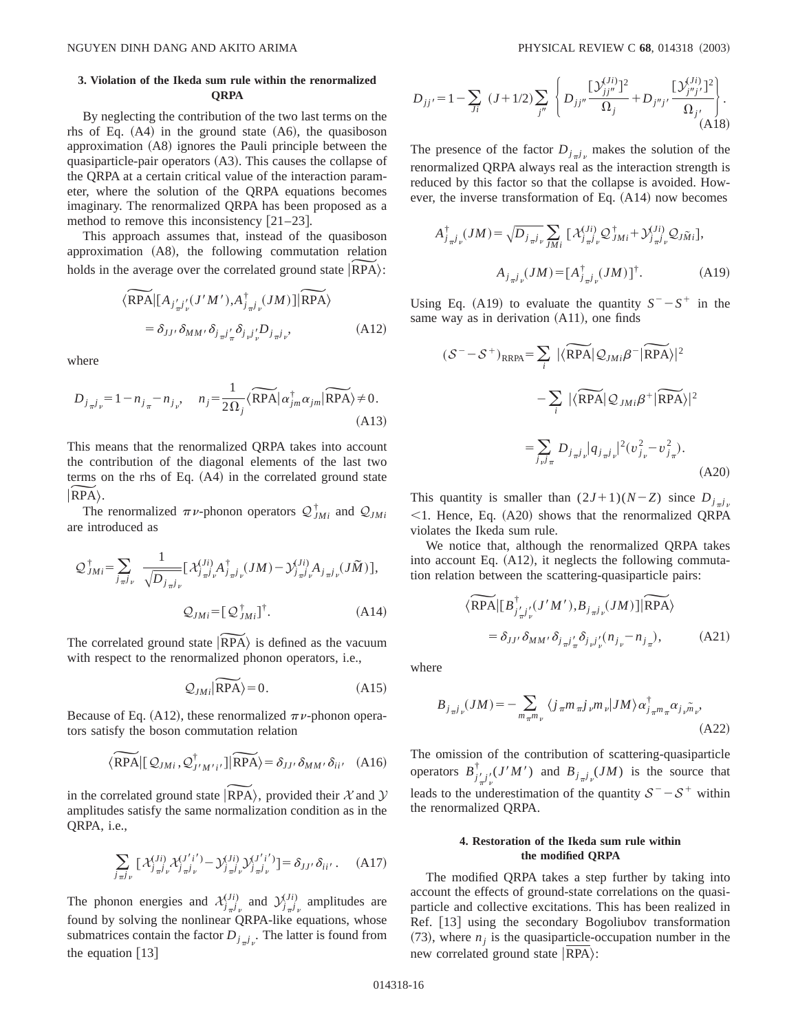### 3. Violation of the Ikeda sum rule within the renormalized QRPA

By neglecting the contribution of the two last terms on the rhs of Eq. (A4) in the ground state (A6), the quasiboson approximation (A8) ignores the Pauli principle between the quasiparticle-pair operators (A3). This causes the collapse of the QRPA at a certain critical value of the interaction parameter, where the solution of the QRPA equations becomes imaginary. The renormalized QRPA has been proposed as a method to remove this inconsistency [21–23].

This approach assumes that, instead of the quasiboson approximation (A8), the following commutation relation holds in the average over the correlated ground state $|\widetilde{\mathrm{RPA}}\rangle$:

$$\langle\widetilde{\mathrm{RPA}}|[A_{j'_\pi j'_\nu}(J'M'),A^\dagger_{j_\pi j_\nu}(JM)]|\widetilde{\mathrm{RPA}}\rangle = \delta_{JJ'}\delta_{MM'}\delta_{j_\pi j'_\pi}\delta_{j_\nu j'_\nu}D_{j_\pi j_\nu}, \tag{A12}$$

where

$$D_{j_\pi j_\nu}=1-n_{j_\pi}-n_{j_\nu}, \quad n_j=\frac{1}{2\Omega_j}\langle\widetilde{\mathrm{RPA}}|\alpha^\dagger_{jm}\alpha_{jm}|\widetilde{\mathrm{RPA}}\rangle\neq 0. \tag{A13}$$

This means that the renormalized QRPA takes into account the contribution of the diagonal elements of the last two terms on the rhs of Eq. (A4) in the correlated ground state $|\widetilde{\mathrm{RPA}}\rangle$.

The renormalized $\pi\nu$-phonon operators $\mathcal{Q}^\dagger_{JMi}$ and $\mathcal{Q}_{JMi}$ are introduced as

$$\mathcal{Q}^\dagger_{JMi}=\sum_{j_\pi j_\nu}\frac{1}{\sqrt{D_{j_\pi j_\nu}}}[\mathcal{X}^{(Ji)}_{j_\pi j_\nu}A^\dagger_{j_\pi j_\nu}(JM)-\mathcal{Y}^{(Ji)}_{j_\pi j_\nu}A_{j_\pi j_\nu}(J\widetilde{M})],$$

$$\mathcal{Q}_{JMi}=[\mathcal{Q}^\dagger_{JMi}]^\dagger. \tag{A14}$$

The correlated ground state $|\widetilde{\mathrm{RPA}}\rangle$ is defined as the vacuum with respect to the renormalized phonon operators, i.e.,

$$\mathcal{Q}_{JMi}|\widetilde{\mathrm{RPA}}\rangle=0. \tag{A15}$$

Because of Eq. (A12), these renormalized $\pi\nu$-phonon operators satisfy the boson commutation relation

$$\langle\widetilde{\mathrm{RPA}}|[\mathcal{Q}_{JMi},\mathcal{Q}^\dagger_{J'M'i'}]|\widetilde{\mathrm{RPA}}\rangle=\delta_{JJ'}\delta_{MM'}\delta_{ii'} \tag{A16}$$

in the correlated ground state $|\widetilde{\mathrm{RPA}}\rangle$, provided their $\mathcal{X}$ and $\mathcal{Y}$ amplitudes satisfy the same normalization condition as in the QRPA, i.e.,

$$\sum_{j_\pi j_\nu}[\mathcal{X}^{(Ji)}_{j_\pi j_\nu}\mathcal{X}^{(J'i')}_{j_\pi j_\nu}-\mathcal{Y}^{(Ji)}_{j_\pi j_\nu}\mathcal{Y}^{(J'i')}_{j_\pi j_\nu}]=\delta_{JJ'}\delta_{ii'}. \tag{A17}$$

The phonon energies and $\mathcal{X}^{(Ji)}_{j_\pi j_\nu}$ and $\mathcal{Y}^{(Ji)}_{j_\pi j_\nu}$ amplitudes are found by solving the nonlinear QRPA-like equations, whose submatrices contain the factor $D_{j_\pi j_\nu}$. The latter is found from the equation [13]

$$D_{jj'}=1-\sum_{Ji}(J+1/2)\sum_{j''}\left\{D_{jj''}\frac{[\mathcal{Y}^{(Ji)}_{jj''}]^2}{\Omega_j}+D_{j''j'}\frac{[\mathcal{Y}^{(Ji)}_{j''j'}]^2}{\Omega_{j'}}\right\}. \tag{A18}$$

The presence of the factor $D_{j_\pi j_\nu}$ makes the solution of the renormalized QRPA always real as the interaction strength is reduced by this factor so that the collapse is avoided. However, the inverse transformation of Eq. (A14) now becomes

$$A^\dagger_{j_\pi j_\nu}(JM)=\sqrt{D_{j_\pi j_\nu}}\sum_{JMi}[\mathcal{X}^{(Ji)}_{j_\pi j_\nu}\mathcal{Q}^\dagger_{JMi}+\mathcal{Y}^{(Ji)}_{j_\pi j_\nu}\mathcal{Q}_{J\widetilde{M}i}],$$

$$A_{j_\pi j_\nu}(JM)=[A^\dagger_{j_\pi j_\nu}(JM)]^\dagger. \tag{A19}$$

Using Eq. (A19) to evaluate the quantity $S^- - S^+$ in the same way as in derivation (A11), one finds

$$(\mathcal{S}^- - \mathcal{S}^+)_{\mathrm{RRPA}}=\sum_i|\langle\widetilde{\mathrm{RPA}}|\mathcal{Q}_{JMi}\beta^-|\widetilde{\mathrm{RPA}}\rangle|^2 - \sum_i|\langle\widetilde{\mathrm{RPA}}|\mathcal{Q}_{JMi}\beta^+|\widetilde{\mathrm{RPA}}\rangle|^2 = \sum_{j_\nu j_\pi}D_{j_\pi j_\nu}|q_{j_\pi j_\nu}|^2(v^2_{j_\nu}-v^2_{j_\pi}). \tag{A20}$$

This quantity is smaller than $(2J+1)(N-Z)$ since $D_{j_\pi j_\nu}<1$. Hence, Eq. (A20) shows that the renormalized QRPA violates the Ikeda sum rule.

We notice that, although the renormalized QRPA takes into account Eq. (A12), it neglects the following commutation relation between the scattering-quasiparticle pairs:

$$\langle\widetilde{\mathrm{RPA}}|[B^\dagger_{j'_\pi j'_\nu}(J'M'),B_{j_\pi j_\nu}(JM)]|\widetilde{\mathrm{RPA}}\rangle = \delta_{JJ'}\delta_{MM'}\delta_{j_\pi j'_\pi}\delta_{j_\nu j'_\nu}(n_{j_\nu}-n_{j_\pi}), \tag{A21}$$

where

$$B_{j_\pi j_\nu}(JM)=-\sum_{m_\pi m_\nu}\langle j_\pi m_\pi j_\nu m_\nu|JM\rangle\alpha^\dagger_{j_\pi m_\pi}\alpha_{j_\nu\widetilde{m}_\nu}, \tag{A22}$$

The omission of the contribution of scattering-quasiparticle operators $B^\dagger_{j'_\pi j'_\nu}(J'M')$ and $B_{j_\pi j_\nu}(JM)$ is the source that leads to the underestimation of the quantity $\mathcal{S}^- - \mathcal{S}^+$ within the renormalized QRPA.

### 4. Restoration of the Ikeda sum rule within the modified QRPA

The modified QRPA takes a step further by taking into account the effects of ground-state correlations on the quasiparticle and collective excitations. This has been realized in Ref. [13] using the secondary Bogoliubov transformation (73), where $n_j$ is the quasiparticle-occupation number in the new correlated ground state $|\overline{\mathrm{RPA}}\rangle$: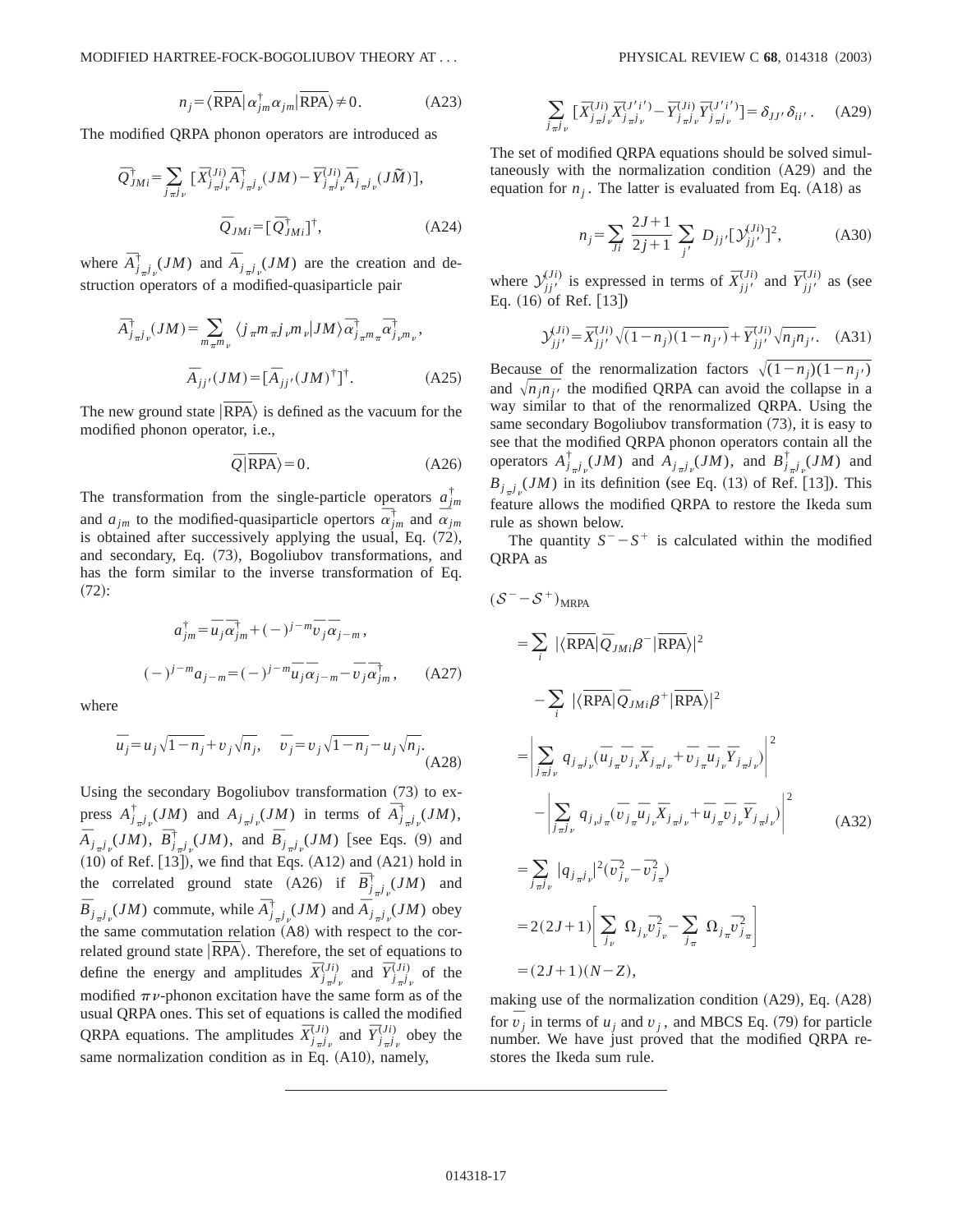$$n_j = \langle \overline{\mathrm{RPA}} | \bar{\alpha}^\dagger_{jm} \bar{\alpha}_{jm} | \overline{\mathrm{RPA}} \rangle \neq 0. \tag{A23}$$

The modified QRPA phonon operators are introduced as

$$\bar{Q}^\dagger_{JMi} = \sum_{j_\pi j_\nu} [\bar{X}^{(Ji)}_{j_\pi j_\nu} \bar{A}^\dagger_{j_\pi j_\nu}(JM) - \bar{Y}^{(Ji)}_{j_\pi j_\nu} \bar{A}_{j_\pi j_\nu}(J\widetilde{M})],$$

$$\bar{Q}_{JMi} = [\bar{Q}^\dagger_{JMi}]^\dagger, \tag{A24}$$

where $\bar{A}^\dagger_{j_\pi j_\nu}(JM)$ and $\bar{A}_{j_\pi j_\nu}(JM)$ are the creation and destruction operators of a modified-quasiparticle pair

$$\bar{A}^\dagger_{j_\pi j_\nu}(JM) = \sum_{m_\pi m_\nu} \langle j_\pi m_\pi j_\nu m_\nu | JM \rangle \bar{\alpha}^\dagger_{j_\pi m_\pi} \bar{\alpha}^\dagger_{j_\nu m_\nu},$$

$$\bar{A}_{jj'}(JM) = [\bar{A}_{jj'}(JM)^\dagger]^\dagger. \tag{A25}$$

The new ground state $|\overline{\mathrm{RPA}}\rangle$ is defined as the vacuum for the modified phonon operator, i.e.,

$$\bar{Q} |\overline{\mathrm{RPA}}\rangle = 0. \tag{A26}$$

The transformation from the single-particle operators $a^\dagger_{jm}$ and $a_{jm}$ to the modified-quasiparticle opertors $\bar{\alpha}^\dagger_{jm}$ and $\bar{\alpha}_{jm}$ is obtained after successively applying the usual, Eq. (72), and secondary, Eq. (73), Bogoliubov transformations, and has the form similar to the inverse transformation of Eq. (72):

$$a^\dagger_{jm} = \bar{u}_j \bar{\alpha}^\dagger_{jm} + (-)^{j-m} \bar{v}_j \bar{\alpha}_{j-m},$$

$$(-)^{j-m} a_{j-m} = (-)^{j-m} \bar{u}_j \bar{\alpha}_{j-m} - \bar{v}_j \bar{\alpha}^\dagger_{jm}, \tag{A27}$$

where

$$\bar{u}_j = u_j \sqrt{1-n_j} + v_j \sqrt{n_j}, \quad \bar{v}_j = v_j \sqrt{1-n_j} - u_j \sqrt{n_j}. \tag{A28}$$

Using the secondary Bogoliubov transformation (73) to express $A^\dagger_{j_\pi j_\nu}(JM)$ and $A_{j_\pi j_\nu}(JM)$ in terms of $\bar{A}^\dagger_{j_\pi j_\nu}(JM)$, $\bar{A}_{j_\pi j_\nu}(JM)$, $\bar{B}^\dagger_{j_\pi j_\nu}(JM)$, and $\bar{B}_{j_\pi j_\nu}(JM)$ [see Eqs. (9) and (10) of Ref. [13]], we find that Eqs. (A12) and (A21) hold in the correlated ground state (A26) if $\bar{B}^\dagger_{j_\pi j_\nu}(JM)$ and $\bar{B}_{j_\pi j_\nu}(JM)$ commute, while $\bar{A}^\dagger_{j_\pi j_\nu}(JM)$ and $\bar{A}_{j_\pi j_\nu}(JM)$ obey the same commutation relation (A8) with respect to the correlated ground state $|\overline{\mathrm{RPA}}\rangle$. Therefore, the set of equations to define the energy and amplitudes $\bar{X}^{(Ji)}_{j_\pi j_\nu}$ and $\bar{Y}^{(Ji)}_{j_\pi j_\nu}$ of the modified $\pi\nu$-phonon excitation have the same form as of the usual QRPA ones. This set of equations is called the modified QRPA equations. The amplitudes $\bar{X}^{(Ji)}_{j_\pi j_\nu}$ and $\bar{Y}^{(Ji)}_{j_\pi j_\nu}$ obey the same normalization condition as in Eq. (A10), namely,

$$\sum_{j_\pi j_\nu} [\bar{X}^{(Ji)}_{j_\pi j_\nu} \bar{X}^{(J'i')}_{j_\pi j_\nu} - \bar{Y}^{(Ji)}_{j_\pi j_\nu} \bar{Y}^{(J'i')}_{j_\pi j_\nu}] = \delta_{JJ'} \delta_{ii'}. \tag{A29}$$

The set of modified QRPA equations should be solved simultaneously with the normalization condition (A29) and the equation for $n_j$. The latter is evaluated from Eq. (A18) as

$$n_j = \sum_{Ji} \frac{2J+1}{2j+1} \sum_{j'} D_{jj'} [\mathcal{Y}^{(Ji)}_{jj'}]^2, \tag{A30}$$

where $\mathcal{Y}^{(Ji)}_{jj'}$ is expressed in terms of $\bar{X}^{(Ji)}_{jj'}$ and $\bar{Y}^{(Ji)}_{jj'}$ as (see Eq. (16) of Ref. [13])

$$\mathcal{Y}^{(Ji)}_{jj'} = \bar{X}^{(Ji)}_{jj'} \sqrt{(1-n_j)(1-n_{j'})} + \bar{Y}^{(Ji)}_{jj'} \sqrt{n_j n_{j'}}. \tag{A31}$$

Because of the renormalization factors $\sqrt{(1-n_j)(1-n_{j'})}$ and $\sqrt{n_j n_{j'}}$ the modified QRPA can avoid the collapse in a way similar to that of the renormalized QRPA. Using the same secondary Bogoliubov transformation (73), it is easy to see that the modified QRPA phonon operators contain all the operators $A^\dagger_{j_\pi j_\nu}(JM)$ and $A_{j_\pi j_\nu}(JM)$, and $B^\dagger_{j_\pi j_\nu}(JM)$ and $B_{j_\pi j_\nu}(JM)$ in its definition (see Eq. (13) of Ref. [13]). This feature allows the modified QRPA to restore the Ikeda sum rule as shown below.

The quantity $S^- - S^+$ is calculated within the modified QRPA as

$$\begin{aligned}
(\mathcal{S}^- - \mathcal{S}^+)_{\mathrm{MRPA}} &= \sum_i |\langle \overline{\mathrm{RPA}} | \bar{Q}_{JMi} \beta^- | \overline{\mathrm{RPA}} \rangle|^2 \\
&\quad - \sum_i |\langle \overline{\mathrm{RPA}} | \bar{Q}_{JMi} \beta^+ | \overline{\mathrm{RPA}} \rangle|^2 \\
&= \left| \sum_{j_\pi j_\nu} q_{j_\pi j_\nu} (\bar{u}_{j_\pi} \bar{v}_{j_\nu} \bar{X}_{j_\pi j_\nu} + \bar{v}_{j_\pi} \bar{u}_{j_\nu} \bar{Y}_{j_\pi j_\nu}) \right|^2 \\
&\quad - \left| \sum_{j_\pi j_\nu} q_{j_\nu j_\pi} (\bar{v}_{j_\pi} \bar{u}_{j_\nu} \bar{X}_{j_\pi j_\nu} + \bar{u}_{j_\pi} \bar{v}_{j_\nu} \bar{Y}_{j_\pi j_\nu}) \right|^2 \\
&= \sum_{j_\pi j_\nu} |q_{j_\pi j_\nu}|^2 (\bar{v}^2_{j_\nu} - \bar{v}^2_{j_\pi}) \\
&= 2(2J+1) \left[ \sum_{j_\nu} \Omega_{j_\nu} \bar{v}^2_{j_\nu} - \sum_{j_\pi} \Omega_{j_\pi} \bar{v}^2_{j_\pi} \right] \\
&= (2J+1)(N-Z),
\end{aligned} \tag{A32}$$

making use of the normalization condition (A29), Eq. (A28) for $\bar{v}_j$ in terms of $u_j$ and $v_j$, and MBCS Eq. (79) for particle number. We have just proved that the modified QRPA restores the Ikeda sum rule.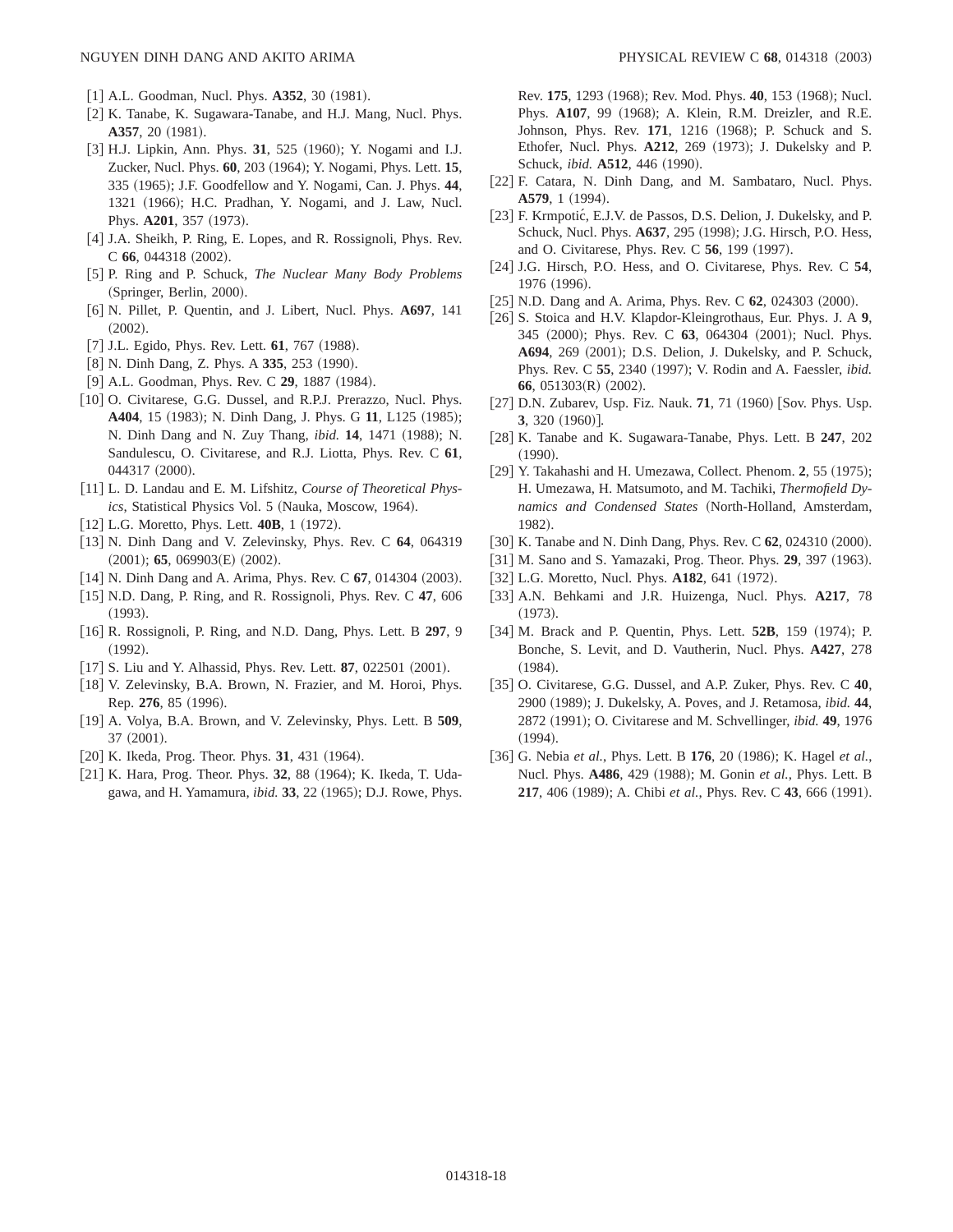[1] A.L. Goodman, Nucl. Phys. **A352**, 30 (1981).

[2] K. Tanabe, K. Sugawara-Tanabe, and H.J. Mang, Nucl. Phys. **A357**, 20 (1981).

[3] H.J. Lipkin, Ann. Phys. **31**, 525 (1960); Y. Nogami and I.J. Zucker, Nucl. Phys. **60**, 203 (1964); Y. Nogami, Phys. Lett. **15**, 335 (1965); J.F. Goodfellow and Y. Nogami, Can. J. Phys. **44**, 1321 (1966); H.C. Pradhan, Y. Nogami, and J. Law, Nucl. Phys. **A201**, 357 (1973).

[4] J.A. Sheikh, P. Ring, E. Lopes, and R. Rossignoli, Phys. Rev. C **66**, 044318 (2002).

[5] P. Ring and P. Schuck, *The Nuclear Many Body Problems* (Springer, Berlin, 2000).

[6] N. Pillet, P. Quentin, and J. Libert, Nucl. Phys. **A697**, 141 (2002).

[7] J.L. Egido, Phys. Rev. Lett. **61**, 767 (1988).

[8] N. Dinh Dang, Z. Phys. A **335**, 253 (1990).

[9] A.L. Goodman, Phys. Rev. C **29**, 1887 (1984).

[10] O. Civitarese, G.G. Dussel, and R.P.J. Prerazzo, Nucl. Phys. **A404**, 15 (1983); N. Dinh Dang, J. Phys. G **11**, L125 (1985); N. Dinh Dang and N. Zuy Thang, *ibid.* **14**, 1471 (1988); N. Sandulescu, O. Civitarese, and R.J. Liotta, Phys. Rev. C **61**, 044317 (2000).

[11] L. D. Landau and E. M. Lifshitz, *Course of Theoretical Physics*, Statistical Physics Vol. 5 (Nauka, Moscow, 1964).

[12] L.G. Moretto, Phys. Lett. **40B**, 1 (1972).

[13] N. Dinh Dang and V. Zelevinsky, Phys. Rev. C **64**, 064319 (2001); **65**, 069903(E) (2002).

[14] N. Dinh Dang and A. Arima, Phys. Rev. C **67**, 014304 (2003).

[15] N.D. Dang, P. Ring, and R. Rossignoli, Phys. Rev. C **47**, 606 (1993).

[16] R. Rossignoli, P. Ring, and N.D. Dang, Phys. Lett. B **297**, 9 (1992).

[17] S. Liu and Y. Alhassid, Phys. Rev. Lett. **87**, 022501 (2001).

[18] V. Zelevinsky, B.A. Brown, N. Frazier, and M. Horoi, Phys. Rep. **276**, 85 (1996).

[19] A. Volya, B.A. Brown, and V. Zelevinsky, Phys. Lett. B **509**, 37 (2001).

[20] K. Ikeda, Prog. Theor. Phys. **31**, 431 (1964).

[21] K. Hara, Prog. Theor. Phys. **32**, 88 (1964); K. Ikeda, T. Udagawa, and H. Yamamura, *ibid.* **33**, 22 (1965); D.J. Rowe, Phys. Rev. **175**, 1293 (1968); Rev. Mod. Phys. **40**, 153 (1968); Nucl. Phys. **A107**, 99 (1968); A. Klein, R.M. Dreizler, and R.E. Johnson, Phys. Rev. **171**, 1216 (1968); P. Schuck and S. Ethofer, Nucl. Phys. **A212**, 269 (1973); J. Dukelsky and P. Schuck, *ibid.* **A512**, 446 (1990).

[22] F. Catara, N. Dinh Dang, and M. Sambataro, Nucl. Phys. **A579**, 1 (1994).

[23] F. Krmpotić, E.J.V. de Passos, D.S. Delion, J. Dukelsky, and P. Schuck, Nucl. Phys. **A637**, 295 (1998); J.G. Hirsch, P.O. Hess, and O. Civitarese, Phys. Rev. C **56**, 199 (1997).

[24] J.G. Hirsch, P.O. Hess, and O. Civitarese, Phys. Rev. C **54**, 1976 (1996).

[25] N.D. Dang and A. Arima, Phys. Rev. C **62**, 024303 (2000).

[26] S. Stoica and H.V. Klapdor-Kleingrothaus, Eur. Phys. J. A **9**, 345 (2000); Phys. Rev. C **63**, 064304 (2001); Nucl. Phys. **A694**, 269 (2001); D.S. Delion, J. Dukelsky, and P. Schuck, Phys. Rev. C **55**, 2340 (1997); V. Rodin and A. Faessler, *ibid.* **66**, 051303(R) (2002).

[27] D.N. Zubarev, Usp. Fiz. Nauk. **71**, 71 (1960) [Sov. Phys. Usp. **3**, 320 (1960)].

[28] K. Tanabe and K. Sugawara-Tanabe, Phys. Lett. B **247**, 202 (1990).

[29] Y. Takahashi and H. Umezawa, Collect. Phenom. **2**, 55 (1975); H. Umezawa, H. Matsumoto, and M. Tachiki, *Thermofield Dynamics and Condensed States* (North-Holland, Amsterdam, 1982).

[30] K. Tanabe and N. Dinh Dang, Phys. Rev. C **62**, 024310 (2000).

[31] M. Sano and S. Yamazaki, Prog. Theor. Phys. **29**, 397 (1963).

[32] L.G. Moretto, Nucl. Phys. **A182**, 641 (1972).

[33] A.N. Behkami and J.R. Huizenga, Nucl. Phys. **A217**, 78 (1973).

[34] M. Brack and P. Quentin, Phys. Lett. **52B**, 159 (1974); P. Bonche, S. Levit, and D. Vautherin, Nucl. Phys. **A427**, 278 (1984).

[35] O. Civitarese, G.G. Dussel, and A.P. Zuker, Phys. Rev. C **40**, 2900 (1989); J. Dukelsky, A. Poves, and J. Retamosa, *ibid.* **44**, 2872 (1991); O. Civitarese and M. Schvellinger, *ibid.* **49**, 1976 (1994).

[36] G. Nebia *et al.*, Phys. Lett. B **176**, 20 (1986); K. Hagel *et al.*, Nucl. Phys. **A486**, 429 (1988); M. Gonin *et al.*, Phys. Lett. B **217**, 406 (1989); A. Chibi *et al.*, Phys. Rev. C **43**, 666 (1991).